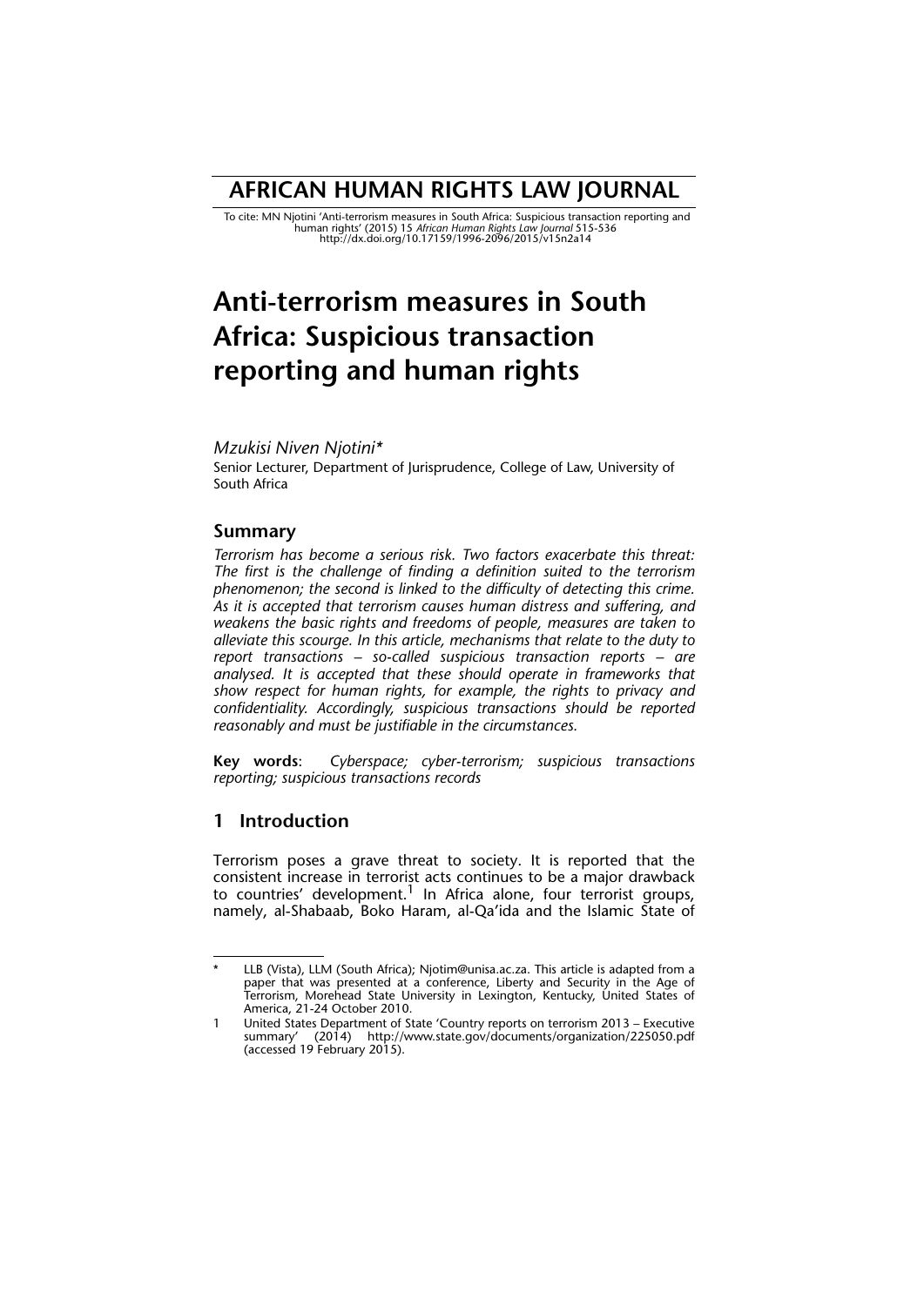# AFRICAN HUMAN RIGHTS LAW JOURNAL

To cite: MN Njotini 'Anti-terrorism measures in South Africa: Suspicious transaction reporting and human rights' (2015) 15 *African Human Rights Law Journal* 515-536
http://dx.doi.org/10.17159/1996-2096/2015/v15n2a14

# Anti-terrorism measures in South Africa: Suspicious transaction reporting and human rights

*Mzukisi Niven Njotini**
Senior Lecturer, Department of Jurisprudence, College of Law, University of South Africa

## Summary

*Terrorism has become a serious risk. Two factors exacerbate this threat: The first is the challenge of finding a definition suited to the terrorism phenomenon; the second is linked to the difficulty of detecting this crime. As it is accepted that terrorism causes human distress and suffering, and weakens the basic rights and freedoms of people, measures are taken to alleviate this scourge. In this article, mechanisms that relate to the duty to report transactions – so-called suspicious transaction reports – are analysed. It is accepted that these should operate in frameworks that show respect for human rights, for example, the rights to privacy and confidentiality. Accordingly, suspicious transactions should be reported reasonably and must be justifiable in the circumstances.*

**Key words**: *Cyberspace; cyber-terrorism; suspicious transactions reporting; suspicious transactions records*

## 1 Introduction

Terrorism poses a grave threat to society. It is reported that the consistent increase in terrorist acts continues to be a major drawback to countries' development.[1] In Africa alone, four terrorist groups, namely, al-Shabaab, Boko Haram, al-Qa'ida and the Islamic State of

---

\* LLB (Vista), LLM (South Africa); Njotim@unisa.ac.za. This article is adapted from a paper that was presented at a conference, Liberty and Security in the Age of Terrorism, Morehead State University in Lexington, Kentucky, United States of America, 21-24 October 2010.

1 United States Department of State 'Country reports on terrorism 2013 – Executive summary' (2014) http://www.state.gov/documents/organization/225050.pdf (accessed 19 February 2015).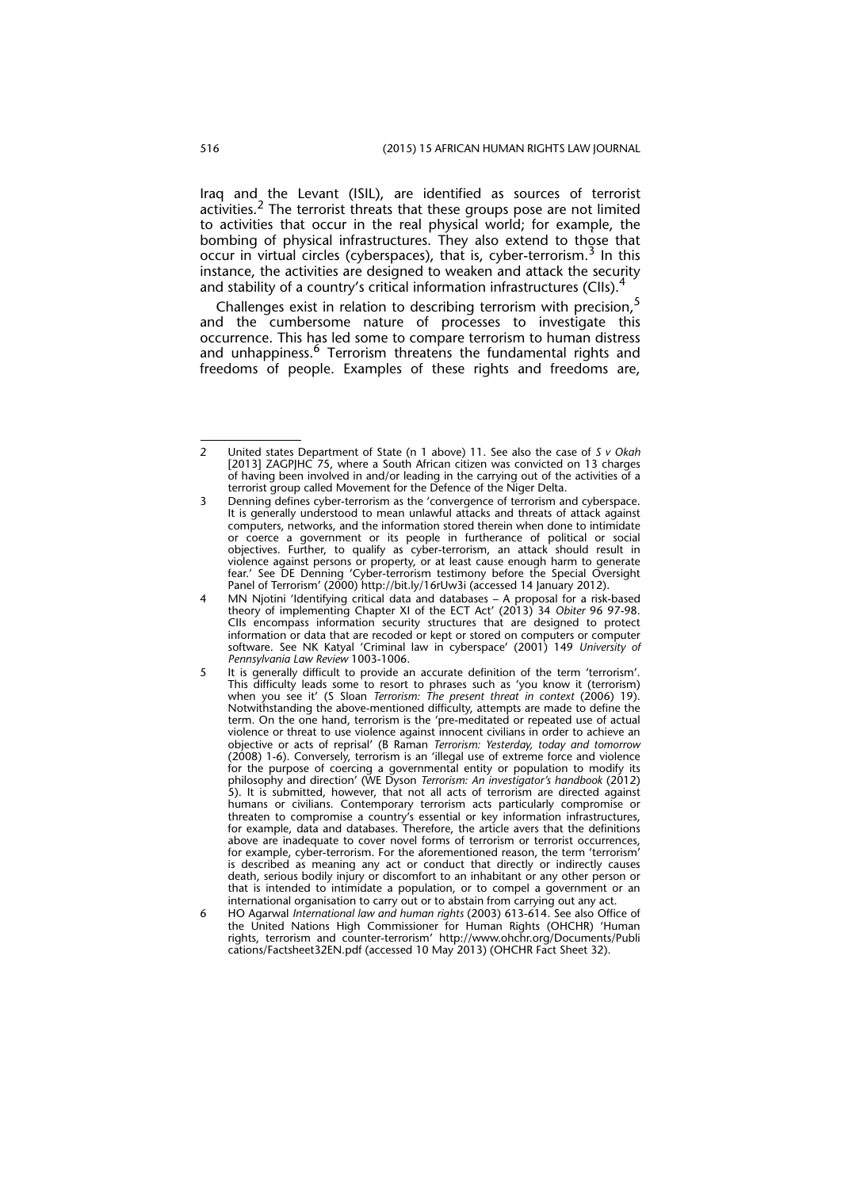Iraq and the Levant (ISIL), are identified as sources of terrorist activities.[2] The terrorist threats that these groups pose are not limited to activities that occur in the real physical world; for example, the bombing of physical infrastructures. They also extend to those that occur in virtual circles (cyberspaces), that is, cyber-terrorism.[3] In this instance, the activities are designed to weaken and attack the security and stability of a country's critical information infrastructures (CIIs).[4]

Challenges exist in relation to describing terrorism with precision,[5] and the cumbersome nature of processes to investigate this occurrence. This has led some to compare terrorism to human distress and unhappiness.[6] Terrorism threatens the fundamental rights and freedoms of people. Examples of these rights and freedoms are,

---

2 United states Department of State (n 1 above) 11. See also the case of *S v Okah* [2013] ZAGPJHC 75, where a South African citizen was convicted on 13 charges of having been involved in and/or leading in the carrying out of the activities of a terrorist group called Movement for the Defence of the Niger Delta.

3 Denning defines cyber-terrorism as the 'convergence of terrorism and cyberspace. It is generally understood to mean unlawful attacks and threats of attack against computers, networks, and the information stored therein when done to intimidate or coerce a government or its people in furtherance of political or social objectives. Further, to qualify as cyber-terrorism, an attack should result in violence against persons or property, or at least cause enough harm to generate fear.' See DE Denning 'Cyber-terrorism testimony before the Special Oversight Panel of Terrorism' (2000) http://bit.ly/16rUw3i (accessed 14 January 2012).

4 MN Njotini 'Identifying critical data and databases – A proposal for a risk-based theory of implementing Chapter XI of the ECT Act' (2013) 34 *Obiter* 96 97-98. CIIs encompass information security structures that are designed to protect information or data that are recoded or kept or stored on computers or computer software. See NK Katyal 'Criminal law in cyberspace' (2001) 149 *University of Pennsylvania Law Review* 1003-1006.

5 It is generally difficult to provide an accurate definition of the term 'terrorism'. This difficulty leads some to resort to phrases such as 'you know it (terrorism) when you see it' (S Sloan *Terrorism: The present threat in context* (2006) 19). Notwithstanding the above-mentioned difficulty, attempts are made to define the term. On the one hand, terrorism is the 'pre-meditated or repeated use of actual violence or threat to use violence against innocent civilians in order to achieve an objective or acts of reprisal' (B Raman *Terrorism: Yesterday, today and tomorrow* (2008) 1-6). Conversely, terrorism is an 'illegal use of extreme force and violence for the purpose of coercing a governmental entity or population to modify its philosophy and direction' (WE Dyson *Terrorism: An investigator's handbook* (2012) 5). It is submitted, however, that not all acts of terrorism are directed against humans or civilians. Contemporary terrorism acts particularly compromise or threaten to compromise a country's essential or key information infrastructures, for example, data and databases. Therefore, the article avers that the definitions above are inadequate to cover novel forms of terrorism or terrorist occurrences, for example, cyber-terrorism. For the aforementioned reason, the term 'terrorism' is described as meaning any act or conduct that directly or indirectly causes death, serious bodily injury or discomfort to an inhabitant or any other person or that is intended to intimidate a population, or to compel a government or an international organisation to carry out or to abstain from carrying out any act.

6 HO Agarwal *International law and human rights* (2003) 613-614. See also Office of the United Nations High Commissioner for Human Rights (OHCHR) 'Human rights, terrorism and counter-terrorism' http://www.ohchr.org/Documents/Publications/Factsheet32EN.pdf (accessed 10 May 2013) (OHCHR Fact Sheet 32).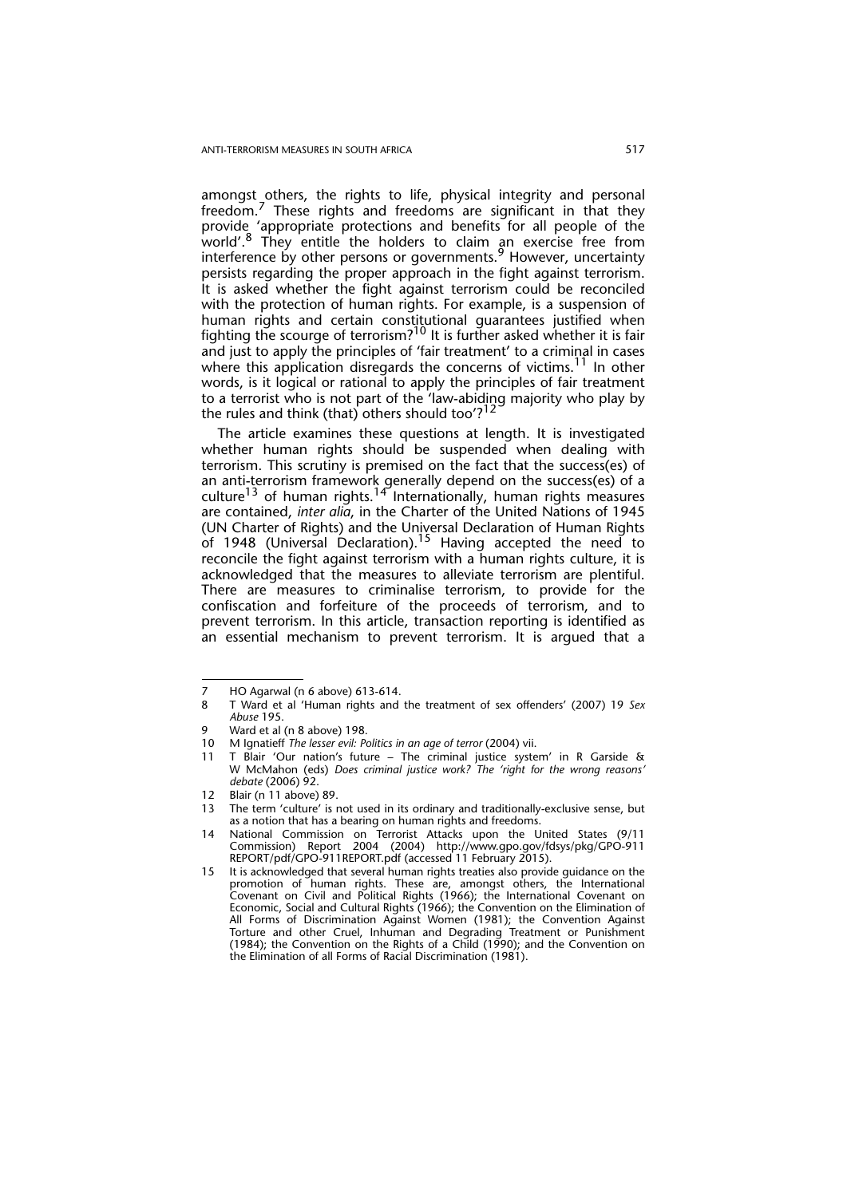amongst others, the rights to life, physical integrity and personal freedom.[7] These rights and freedoms are significant in that they provide 'appropriate protections and benefits for all people of the world'.[8] They entitle the holders to claim an exercise free from interference by other persons or governments.[9] However, uncertainty persists regarding the proper approach in the fight against terrorism. It is asked whether the fight against terrorism could be reconciled with the protection of human rights. For example, is a suspension of human rights and certain constitutional guarantees justified when fighting the scourge of terrorism?[10] It is further asked whether it is fair and just to apply the principles of 'fair treatment' to a criminal in cases where this application disregards the concerns of victims.[11] In other words, is it logical or rational to apply the principles of fair treatment to a terrorist who is not part of the 'law-abiding majority who play by the rules and think (that) others should too'?[12]

The article examines these questions at length. It is investigated whether human rights should be suspended when dealing with terrorism. This scrutiny is premised on the fact that the success(es) of an anti-terrorism framework generally depend on the success(es) of a culture[13] of human rights.[14] Internationally, human rights measures are contained, *inter alia*, in the Charter of the United Nations of 1945 (UN Charter of Rights) and the Universal Declaration of Human Rights of 1948 (Universal Declaration).[15] Having accepted the need to reconcile the fight against terrorism with a human rights culture, it is acknowledged that the measures to alleviate terrorism are plentiful. There are measures to criminalise terrorism, to provide for the confiscation and forfeiture of the proceeds of terrorism, and to prevent terrorism. In this article, transaction reporting is identified as an essential mechanism to prevent terrorism. It is argued that a

---

7 HO Agarwal (n 6 above) 613-614.

8 T Ward et al 'Human rights and the treatment of sex offenders' (2007) 19 *Sex Abuse* 195.

9 Ward et al (n 8 above) 198.

10 M Ignatieff *The lesser evil: Politics in an age of terror* (2004) vii.

11 T Blair 'Our nation's future – The criminal justice system' in R Garside & W McMahon (eds) *Does criminal justice work? The 'right for the wrong reasons' debate* (2006) 92.

12 Blair (n 11 above) 89.

13 The term 'culture' is not used in its ordinary and traditionally-exclusive sense, but as a notion that has a bearing on human rights and freedoms.

14 National Commission on Terrorist Attacks upon the United States (9/11 Commission) Report 2004 (2004) http://www.gpo.gov/fdsys/pkg/GPO-911REPORT/pdf/GPO-911REPORT.pdf (accessed 11 February 2015).

15 It is acknowledged that several human rights treaties also provide guidance on the promotion of human rights. These are, amongst others, the International Covenant on Civil and Political Rights (1966); the International Covenant on Economic, Social and Cultural Rights (1966); the Convention on the Elimination of All Forms of Discrimination Against Women (1981); the Convention Against Torture and other Cruel, Inhuman and Degrading Treatment or Punishment (1984); the Convention on the Rights of a Child (1990); and the Convention on the Elimination of all Forms of Racial Discrimination (1981).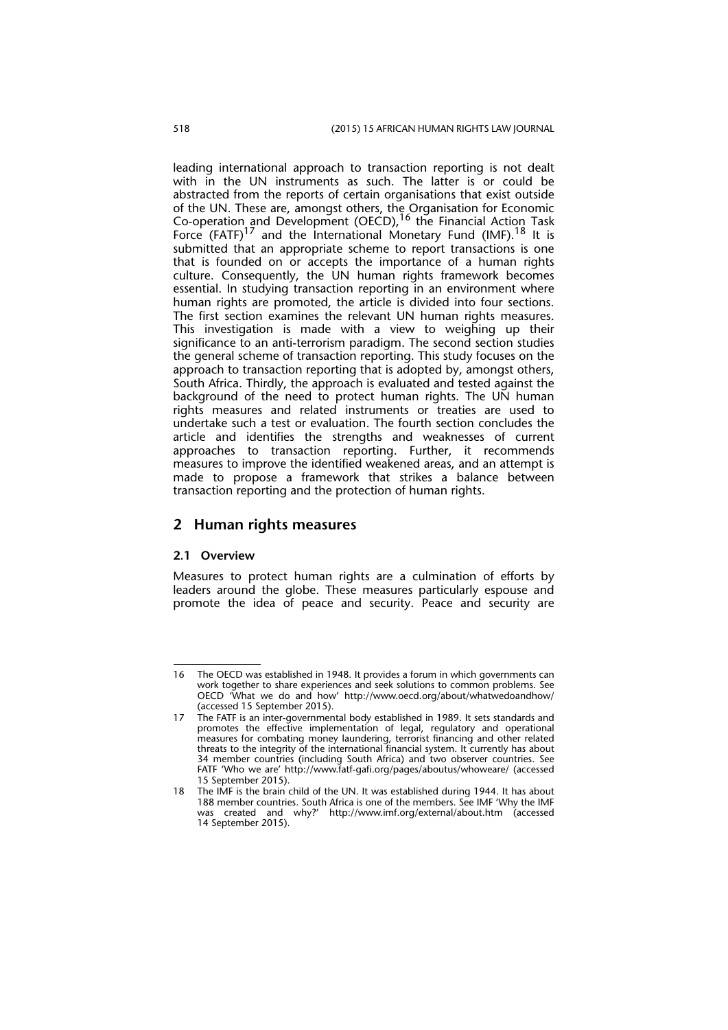leading international approach to transaction reporting is not dealt with in the UN instruments as such. The latter is or could be abstracted from the reports of certain organisations that exist outside of the UN. These are, amongst others, the Organisation for Economic Co-operation and Development (OECD),[16] the Financial Action Task Force (FATF)[17] and the International Monetary Fund (IMF).[18] It is submitted that an appropriate scheme to report transactions is one that is founded on or accepts the importance of a human rights culture. Consequently, the UN human rights framework becomes essential. In studying transaction reporting in an environment where human rights are promoted, the article is divided into four sections. The first section examines the relevant UN human rights measures. This investigation is made with a view to weighing up their significance to an anti-terrorism paradigm. The second section studies the general scheme of transaction reporting. This study focuses on the approach to transaction reporting that is adopted by, amongst others, South Africa. Thirdly, the approach is evaluated and tested against the background of the need to protect human rights. The UN human rights measures and related instruments or treaties are used to undertake such a test or evaluation. The fourth section concludes the article and identifies the strengths and weaknesses of current approaches to transaction reporting. Further, it recommends measures to improve the identified weakened areas, and an attempt is made to propose a framework that strikes a balance between transaction reporting and the protection of human rights.

## 2 Human rights measures

### 2.1 Overview

Measures to protect human rights are a culmination of efforts by leaders around the globe. These measures particularly espouse and promote the idea of peace and security. Peace and security are

---

16 The OECD was established in 1948. It provides a forum in which governments can work together to share experiences and seek solutions to common problems. See OECD 'What we do and how' http://www.oecd.org/about/whatwedoandhow/ (accessed 15 September 2015).

17 The FATF is an inter-governmental body established in 1989. It sets standards and promotes the effective implementation of legal, regulatory and operational measures for combating money laundering, terrorist financing and other related threats to the integrity of the international financial system. It currently has about 34 member countries (including South Africa) and two observer countries. See FATF 'Who we are' http://www.fatf-gafi.org/pages/aboutus/whoweare/ (accessed 15 September 2015).

18 The IMF is the brain child of the UN. It was established during 1944. It has about 188 member countries. South Africa is one of the members. See IMF 'Why the IMF was created and why?' http://www.imf.org/external/about.htm (accessed 14 September 2015).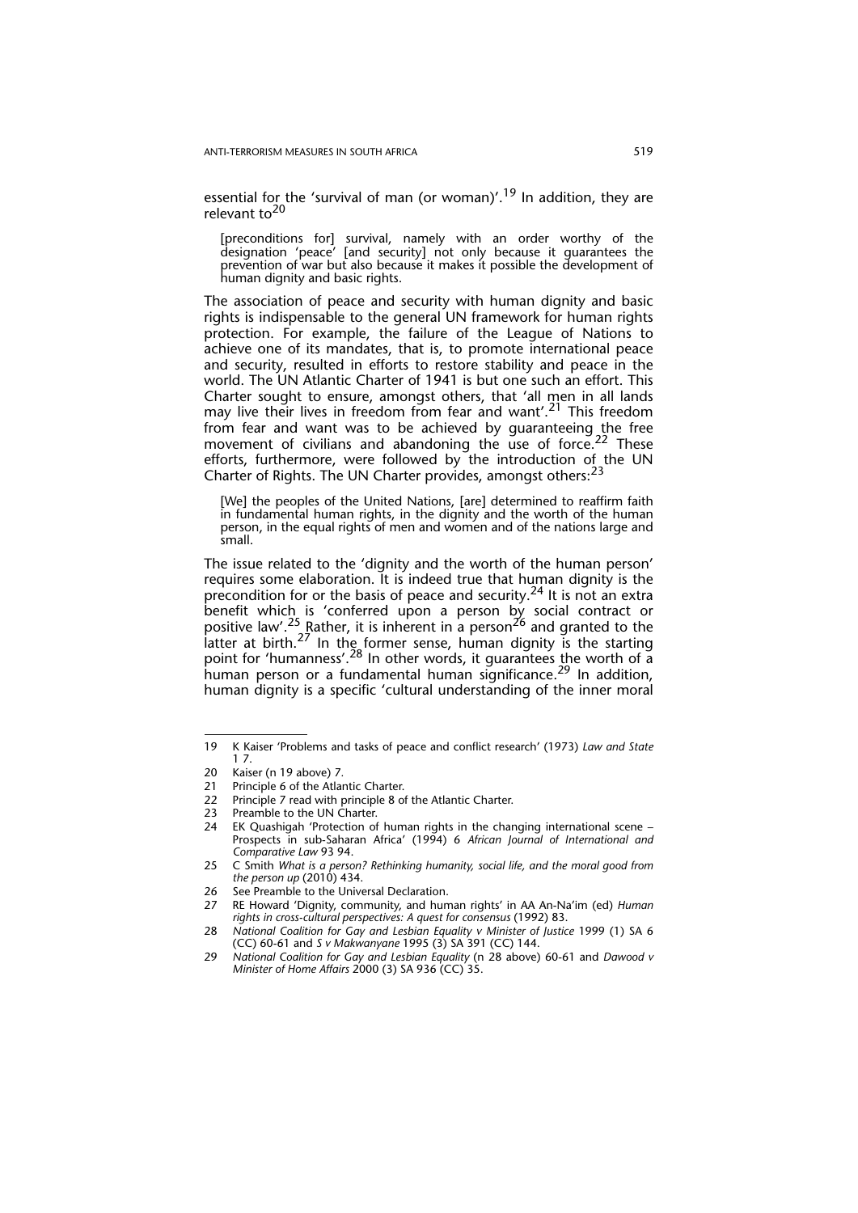essential for the 'survival of man (or woman)'.[19] In addition, they are relevant to[20]

> [preconditions for] survival, namely with an order worthy of the designation 'peace' [and security] not only because it guarantees the prevention of war but also because it makes it possible the development of human dignity and basic rights.

The association of peace and security with human dignity and basic rights is indispensable to the general UN framework for human rights protection. For example, the failure of the League of Nations to achieve one of its mandates, that is, to promote international peace and security, resulted in efforts to restore stability and peace in the world. The UN Atlantic Charter of 1941 is but one such an effort. This Charter sought to ensure, amongst others, that 'all men in all lands may live their lives in freedom from fear and want'.[21] This freedom from fear and want was to be achieved by guaranteeing the free movement of civilians and abandoning the use of force.[22] These efforts, furthermore, were followed by the introduction of the UN Charter of Rights. The UN Charter provides, amongst others:[23]

> [We] the peoples of the United Nations, [are] determined to reaffirm faith in fundamental human rights, in the dignity and the worth of the human person, in the equal rights of men and women and of the nations large and small.

The issue related to the 'dignity and the worth of the human person' requires some elaboration. It is indeed true that human dignity is the precondition for or the basis of peace and security.[24] It is not an extra benefit which is 'conferred upon a person by social contract or positive law'.[25] Rather, it is inherent in a person[26] and granted to the latter at birth.[27] In the former sense, human dignity is the starting point for 'humanness'.[28] In other words, it guarantees the worth of a human person or a fundamental human significance.[29] In addition, human dignity is a specific 'cultural understanding of the inner moral

---

19 K Kaiser 'Problems and tasks of peace and conflict research' (1973) *Law and State* 1 7.

20 Kaiser (n 19 above) 7.

21 Principle 6 of the Atlantic Charter.

22 Principle 7 read with principle 8 of the Atlantic Charter.

23 Preamble to the UN Charter.

24 EK Quashigah 'Protection of human rights in the changing international scene – Prospects in sub-Saharan Africa' (1994) 6 *African Journal of International and Comparative Law* 93 94.

25 C Smith *What is a person? Rethinking humanity, social life, and the moral good from the person up* (2010) 434.

26 See Preamble to the Universal Declaration.

27 RE Howard 'Dignity, community, and human rights' in AA An-Na'im (ed) *Human rights in cross-cultural perspectives: A quest for consensus* (1992) 83.

28 *National Coalition for Gay and Lesbian Equality v Minister of Justice* 1999 (1) SA 6 (CC) 60-61 and *S v Makwanyane* 1995 (3) SA 391 (CC) 144.

29 *National Coalition for Gay and Lesbian Equality* (n 28 above) 60-61 and *Dawood v Minister of Home Affairs* 2000 (3) SA 936 (CC) 35.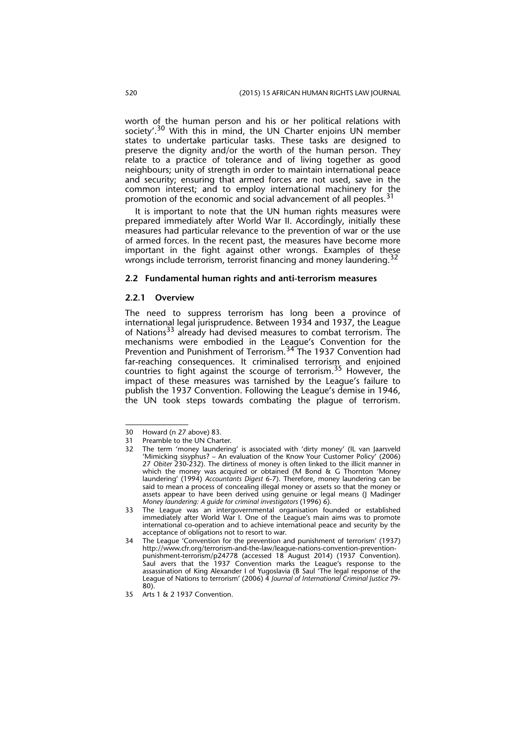worth of the human person and his or her political relations with society'.[30] With this in mind, the UN Charter enjoins UN member states to undertake particular tasks. These tasks are designed to preserve the dignity and/or the worth of the human person. They relate to a practice of tolerance and of living together as good neighbours; unity of strength in order to maintain international peace and security; ensuring that armed forces are not used, save in the common interest; and to employ international machinery for the promotion of the economic and social advancement of all peoples.[31]

It is important to note that the UN human rights measures were prepared immediately after World War II. Accordingly, initially these measures had particular relevance to the prevention of war or the use of armed forces. In the recent past, the measures have become more important in the fight against other wrongs. Examples of these wrongs include terrorism, terrorist financing and money laundering.[32]

### 2.2 Fundamental human rights and anti-terrorism measures

#### 2.2.1 Overview

The need to suppress terrorism has long been a province of international legal jurisprudence. Between 1934 and 1937, the League of Nations[33] already had devised measures to combat terrorism. The mechanisms were embodied in the League's Convention for the Prevention and Punishment of Terrorism.[34] The 1937 Convention had far-reaching consequences. It criminalised terrorism and enjoined countries to fight against the scourge of terrorism.[35] However, the impact of these measures was tarnished by the League's failure to publish the 1937 Convention. Following the League's demise in 1946, the UN took steps towards combating the plague of terrorism.

---

30 Howard (n 27 above) 83.

31 Preamble to the UN Charter.

32 The term 'money laundering' is associated with 'dirty money' (IL van Jaarsveld 'Mimicking sisyphus? – An evaluation of the Know Your Customer Policy' (2006) 27 *Obiter* 230-232). The dirtiness of money is often linked to the illicit manner in which the money was acquired or obtained (M Bond & G Thornton 'Money laundering' (1994) *Accountants Digest* 6-7). Therefore, money laundering can be said to mean a process of concealing illegal money or assets so that the money or assets appear to have been derived using genuine or legal means (J Madinger *Money laundering: A guide for criminal investigators* (1996) 6).

33 The League was an intergovernmental organisation founded or established immediately after World War I. One of the League's main aims was to promote international co-operation and to achieve international peace and security by the acceptance of obligations not to resort to war.

34 The League 'Convention for the prevention and punishment of terrorism' (1937) http://www.cfr.org/terrorism-and-the-law/league-nations-convention-prevention-punishment-terrorism/p24778 (accessed 18 August 2014) (1937 Convention). Saul avers that the 1937 Convention marks the League's response to the assassination of King Alexander I of Yugoslavia (B Saul 'The legal response of the League of Nations to terrorism' (2006) 4 *Journal of International Criminal Justice* 79-80).

35 Arts 1 & 2 1937 Convention.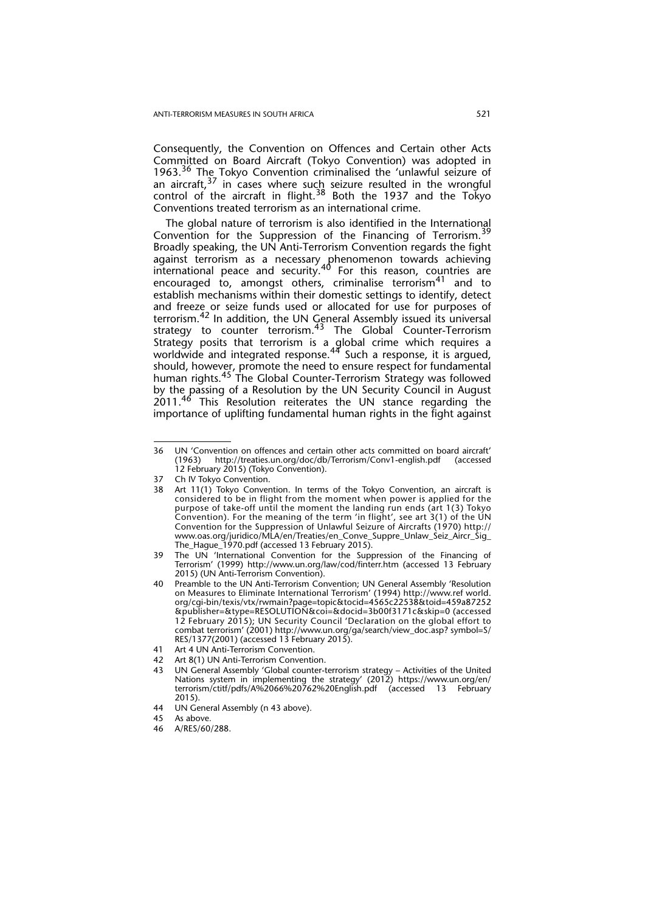Consequently, the Convention on Offences and Certain other Acts Committed on Board Aircraft (Tokyo Convention) was adopted in 1963.[36] The Tokyo Convention criminalised the 'unlawful seizure of an aircraft,[37] in cases where such seizure resulted in the wrongful control of the aircraft in flight.[38] Both the 1937 and the Tokyo Conventions treated terrorism as an international crime.

The global nature of terrorism is also identified in the International Convention for the Suppression of the Financing of Terrorism.[39] Broadly speaking, the UN Anti-Terrorism Convention regards the fight against terrorism as a necessary phenomenon towards achieving international peace and security.[40] For this reason, countries are encouraged to, amongst others, criminalise terrorism[41] and to establish mechanisms within their domestic settings to identify, detect and freeze or seize funds used or allocated for use for purposes of terrorism.[42] In addition, the UN General Assembly issued its universal strategy to counter terrorism.[43] The Global Counter-Terrorism Strategy posits that terrorism is a global crime which requires a worldwide and integrated response.[44] Such a response, it is argued, should, however, promote the need to ensure respect for fundamental human rights.[45] The Global Counter-Terrorism Strategy was followed by the passing of a Resolution by the UN Security Council in August 2011.[46] This Resolution reiterates the UN stance regarding the importance of uplifting fundamental human rights in the fight against

---

36 UN 'Convention on offences and certain other acts committed on board aircraft' (1963) http://treaties.un.org/doc/db/Terrorism/Conv1-english.pdf (accessed 12 February 2015) (Tokyo Convention).

37 Ch IV Tokyo Convention.

38 Art 11(1) Tokyo Convention. In terms of the Tokyo Convention, an aircraft is considered to be in flight from the moment when power is applied for the purpose of take-off until the moment the landing run ends (art 1(3) Tokyo Convention). For the meaning of the term 'in flight', see art 3(1) of the UN Convention for the Suppression of Unlawful Seizure of Aircrafts (1970) http://www.oas.org/juridico/MLA/en/Treaties/en_Conve_Suppre_Unlaw_Seiz_Aircr_Sig_The_Hague_1970.pdf (accessed 13 February 2015).

39 The UN 'International Convention for the Suppression of the Financing of Terrorism' (1999) http://www.un.org/law/cod/finterr.htm (accessed 13 February 2015) (UN Anti-Terrorism Convention).

40 Preamble to the UN Anti-Terrorism Convention; UN General Assembly 'Resolution on Measures to Eliminate International Terrorism' (1994) http://www.ref world.org/cgi-bin/texis/vtx/rwmain?page=topic&tocid=4565c22538&toid=459a87252&publisher=&type=RESOLUTION&coi=&docid=3b00f3171c&skip=0 (accessed 12 February 2015); UN Security Council 'Declaration on the global effort to combat terrorism' (2001) http://www.un.org/ga/search/view_doc.asp? symbol=S/RES/1377(2001) (accessed 13 February 2015).

41 Art 4 UN Anti-Terrorism Convention.

42 Art 8(1) UN Anti-Terrorism Convention.

43 UN General Assembly 'Global counter-terrorism strategy – Activities of the United Nations system in implementing the strategy' (2012) https://www.un.org/en/terrorism/ctitf/pdfs/A%2066%20762%20English.pdf (accessed 13 February 2015).

44 UN General Assembly (n 43 above).

45 As above.

46 A/RES/60/288.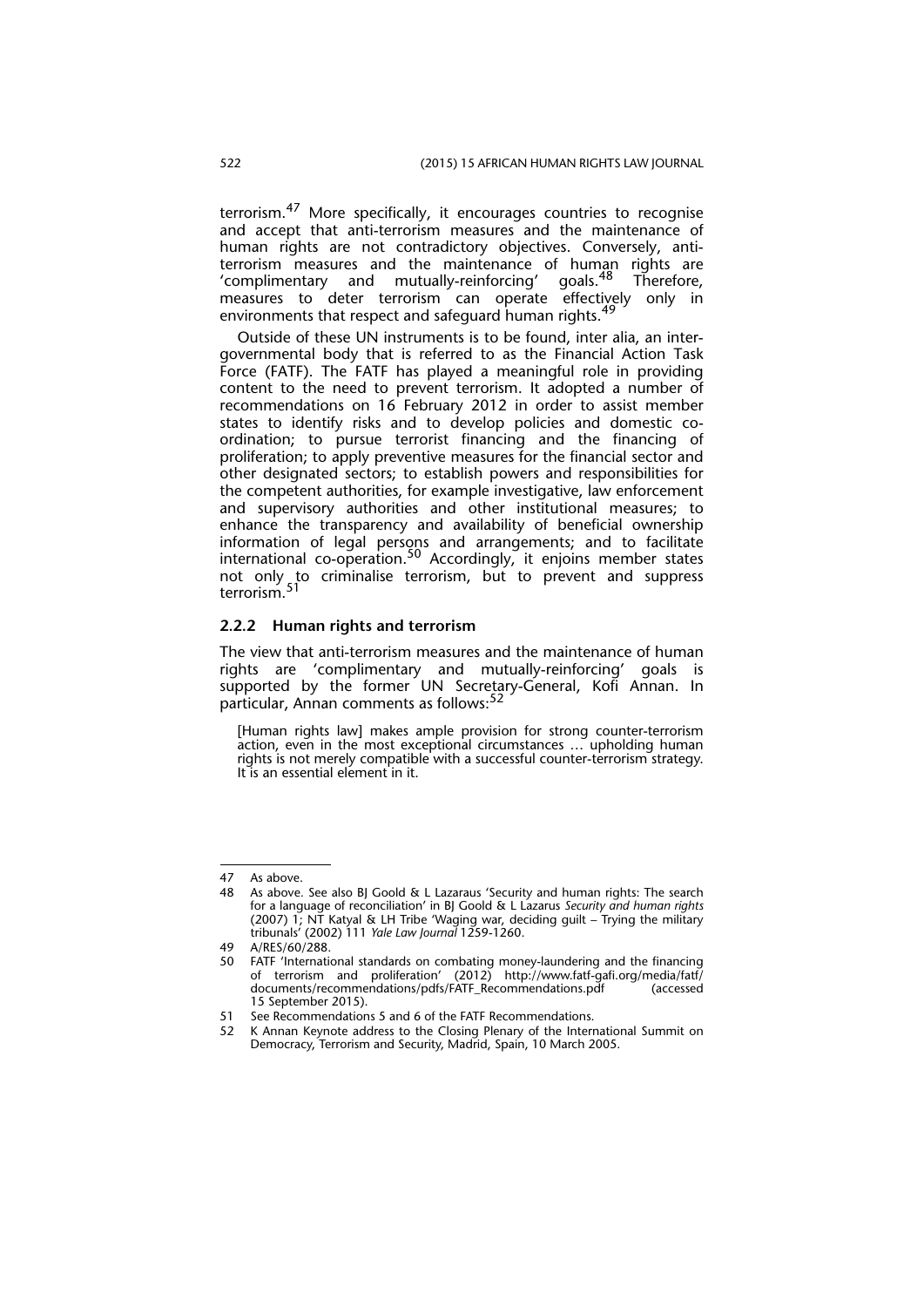terrorism.[47] More specifically, it encourages countries to recognise and accept that anti-terrorism measures and the maintenance of human rights are not contradictory objectives. Conversely, anti-terrorism measures and the maintenance of human rights are 'complimentary and mutually-reinforcing' goals.[48] Therefore, measures to deter terrorism can operate effectively only in environments that respect and safeguard human rights.[49]

Outside of these UN instruments is to be found, inter alia, an inter-governmental body that is referred to as the Financial Action Task Force (FATF). The FATF has played a meaningful role in providing content to the need to prevent terrorism. It adopted a number of recommendations on 16 February 2012 in order to assist member states to identify risks and to develop policies and domestic co-ordination; to pursue terrorist financing and the financing of proliferation; to apply preventive measures for the financial sector and other designated sectors; to establish powers and responsibilities for the competent authorities, for example investigative, law enforcement and supervisory authorities and other institutional measures; to enhance the transparency and availability of beneficial ownership information of legal persons and arrangements; and to facilitate international co-operation.[50] Accordingly, it enjoins member states not only to criminalise terrorism, but to prevent and suppress terrorism.[51]

### 2.2.2 Human rights and terrorism

The view that anti-terrorism measures and the maintenance of human rights are 'complimentary and mutually-reinforcing' goals is supported by the former UN Secretary-General, Kofi Annan. In particular, Annan comments as follows:[52]

> [Human rights law] makes ample provision for strong counter-terrorism action, even in the most exceptional circumstances … upholding human rights is not merely compatible with a successful counter-terrorism strategy. It is an essential element in it.

---

47 As above.

48 As above. See also BJ Goold & L Lazaraus 'Security and human rights: The search for a language of reconciliation' in BJ Goold & L Lazarus *Security and human rights* (2007) 1; NT Katyal & LH Tribe 'Waging war, deciding guilt – Trying the military tribunals' (2002) 111 *Yale Law Journal* 1259-1260.

49 A/RES/60/288.

50 FATF 'International standards on combating money-laundering and the financing of terrorism and proliferation' (2012) http://www.fatf-gafi.org/media/fatf/documents/recommendations/pdfs/FATF_Recommendations.pdf (accessed 15 September 2015).

51 See Recommendations 5 and 6 of the FATF Recommendations.

52 K Annan Keynote address to the Closing Plenary of the International Summit on Democracy, Terrorism and Security, Madrid, Spain, 10 March 2005.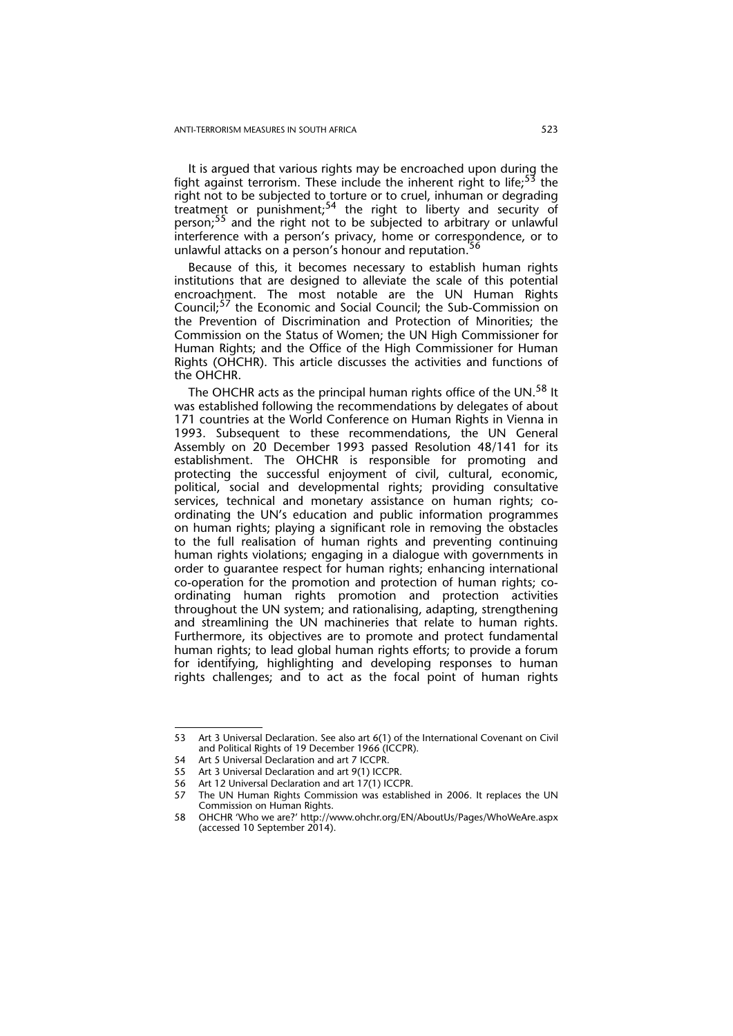It is argued that various rights may be encroached upon during the fight against terrorism. These include the inherent right to life;[53] the right not to be subjected to torture or to cruel, inhuman or degrading treatment or punishment;[54] the right to liberty and security of person;[55] and the right not to be subjected to arbitrary or unlawful interference with a person's privacy, home or correspondence, or to unlawful attacks on a person's honour and reputation.[56]

Because of this, it becomes necessary to establish human rights institutions that are designed to alleviate the scale of this potential encroachment. The most notable are the UN Human Rights Council;[57] the Economic and Social Council; the Sub-Commission on the Prevention of Discrimination and Protection of Minorities; the Commission on the Status of Women; the UN High Commissioner for Human Rights; and the Office of the High Commissioner for Human Rights (OHCHR). This article discusses the activities and functions of the OHCHR.

The OHCHR acts as the principal human rights office of the UN.[58] It was established following the recommendations by delegates of about 171 countries at the World Conference on Human Rights in Vienna in 1993. Subsequent to these recommendations, the UN General Assembly on 20 December 1993 passed Resolution 48/141 for its establishment. The OHCHR is responsible for promoting and protecting the successful enjoyment of civil, cultural, economic, political, social and developmental rights; providing consultative services, technical and monetary assistance on human rights; co-ordinating the UN's education and public information programmes on human rights; playing a significant role in removing the obstacles to the full realisation of human rights and preventing continuing human rights violations; engaging in a dialogue with governments in order to guarantee respect for human rights; enhancing international co-operation for the promotion and protection of human rights; co-ordinating human rights promotion and protection activities throughout the UN system; and rationalising, adapting, strengthening and streamlining the UN machineries that relate to human rights. Furthermore, its objectives are to promote and protect fundamental human rights; to lead global human rights efforts; to provide a forum for identifying, highlighting and developing responses to human rights challenges; and to act as the focal point of human rights

---

53 Art 3 Universal Declaration. See also art 6(1) of the International Covenant on Civil and Political Rights of 19 December 1966 (ICCPR).

54 Art 5 Universal Declaration and art 7 ICCPR.

55 Art 3 Universal Declaration and art 9(1) ICCPR.

56 Art 12 Universal Declaration and art 17(1) ICCPR.

57 The UN Human Rights Commission was established in 2006. It replaces the UN Commission on Human Rights.

58 OHCHR 'Who we are?' http://www.ohchr.org/EN/AboutUs/Pages/WhoWeAre.aspx (accessed 10 September 2014).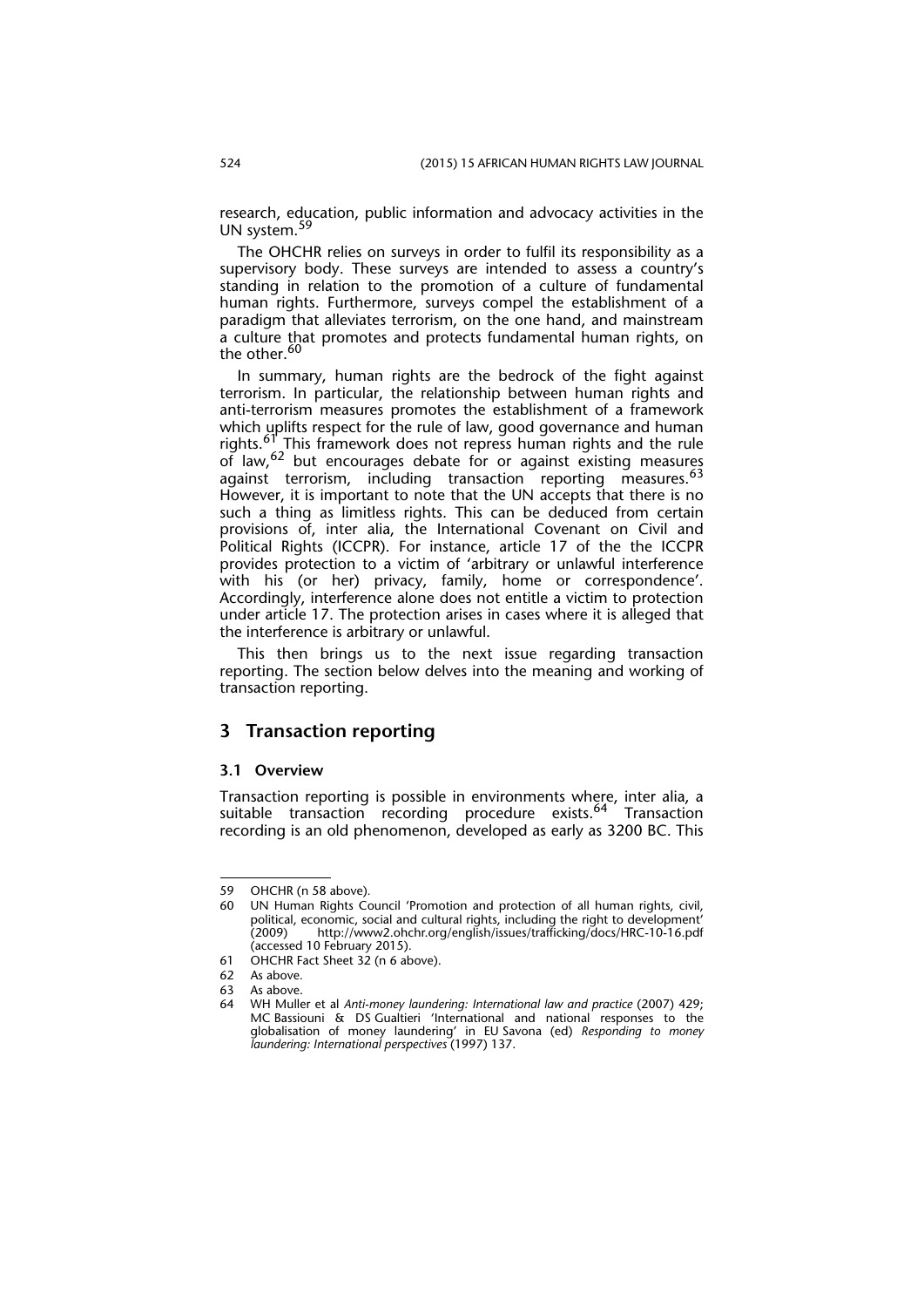research, education, public information and advocacy activities in the UN system.[59]

The OHCHR relies on surveys in order to fulfil its responsibility as a supervisory body. These surveys are intended to assess a country's standing in relation to the promotion of a culture of fundamental human rights. Furthermore, surveys compel the establishment of a paradigm that alleviates terrorism, on the one hand, and mainstream a culture that promotes and protects fundamental human rights, on the other.[60]

In summary, human rights are the bedrock of the fight against terrorism. In particular, the relationship between human rights and anti-terrorism measures promotes the establishment of a framework which uplifts respect for the rule of law, good governance and human rights.[61] This framework does not repress human rights and the rule of law,[62] but encourages debate for or against existing measures against terrorism, including transaction reporting measures.[63] However, it is important to note that the UN accepts that there is no such a thing as limitless rights. This can be deduced from certain provisions of, inter alia, the International Covenant on Civil and Political Rights (ICCPR). For instance, article 17 of the the ICCPR provides protection to a victim of 'arbitrary or unlawful interference with his (or her) privacy, family, home or correspondence'. Accordingly, interference alone does not entitle a victim to protection under article 17. The protection arises in cases where it is alleged that the interference is arbitrary or unlawful.

This then brings us to the next issue regarding transaction reporting. The section below delves into the meaning and working of transaction reporting.

## 3 Transaction reporting

### 3.1 Overview

Transaction reporting is possible in environments where, inter alia, a suitable transaction recording procedure exists.[64] Transaction recording is an old phenomenon, developed as early as 3200 BC. This

---

59 OHCHR (n 58 above).

60 UN Human Rights Council 'Promotion and protection of all human rights, civil, political, economic, social and cultural rights, including the right to development' (2009) http://www2.ohchr.org/english/issues/trafficking/docs/HRC-10-16.pdf (accessed 10 February 2015).

61 OHCHR Fact Sheet 32 (n 6 above).

62 As above.

63 As above.

64 WH Muller et al *Anti-money laundering: International law and practice* (2007) 429; MC Bassiouni & DS Gualtieri 'International and national responses to the globalisation of money laundering' in EU Savona (ed) *Responding to money laundering: International perspectives* (1997) 137.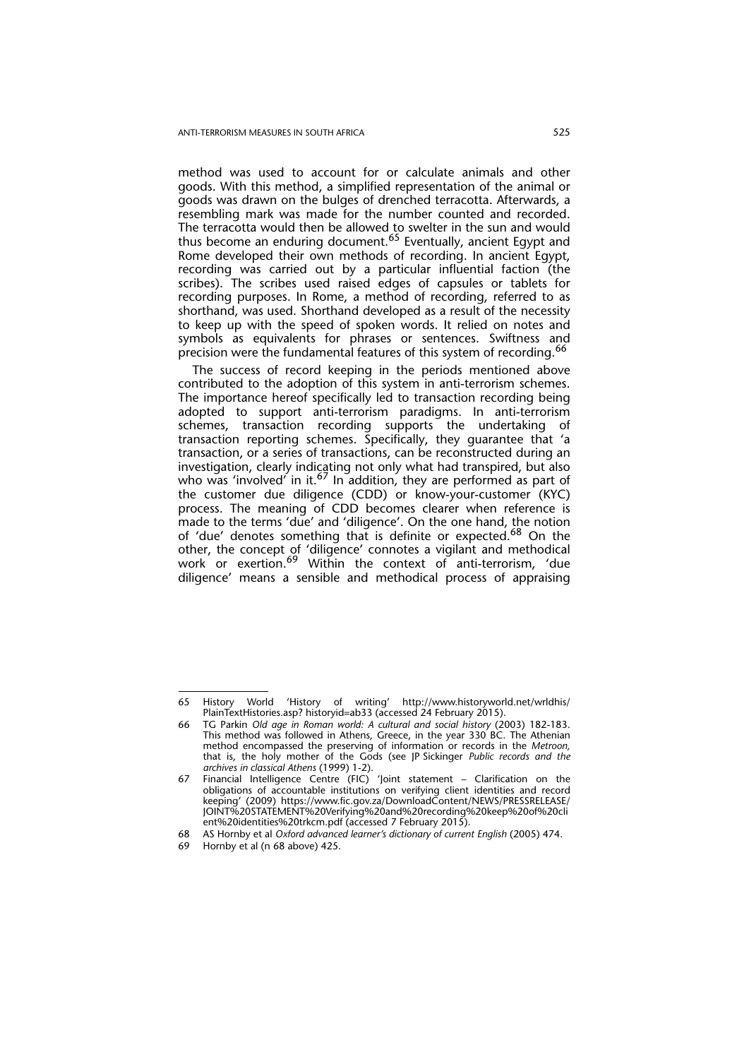method was used to account for or calculate animals and other goods. With this method, a simplified representation of the animal or goods was drawn on the bulges of drenched terracotta. Afterwards, a resembling mark was made for the number counted and recorded. The terracotta would then be allowed to swelter in the sun and would thus become an enduring document.[65] Eventually, ancient Egypt and Rome developed their own methods of recording. In ancient Egypt, recording was carried out by a particular influential faction (the scribes). The scribes used raised edges of capsules or tablets for recording purposes. In Rome, a method of recording, referred to as shorthand, was used. Shorthand developed as a result of the necessity to keep up with the speed of spoken words. It relied on notes and symbols as equivalents for phrases or sentences. Swiftness and precision were the fundamental features of this system of recording.[66]

The success of record keeping in the periods mentioned above contributed to the adoption of this system in anti-terrorism schemes. The importance hereof specifically led to transaction recording being adopted to support anti-terrorism paradigms. In anti-terrorism schemes, transaction recording supports the undertaking of transaction reporting schemes. Specifically, they guarantee that 'a transaction, or a series of transactions, can be reconstructed during an investigation, clearly indicating not only what had transpired, but also who was 'involved' in it.[67] In addition, they are performed as part of the customer due diligence (CDD) or know-your-customer (KYC) process. The meaning of CDD becomes clearer when reference is made to the terms 'due' and 'diligence'. On the one hand, the notion of 'due' denotes something that is definite or expected.[68] On the other, the concept of 'diligence' connotes a vigilant and methodical work or exertion.[69] Within the context of anti-terrorism, 'due diligence' means a sensible and methodical process of appraising

---

65 History World 'History of writing' http://www.historyworld.net/wrldhis/PlainTextHistories.asp? historyid=ab33 (accessed 24 February 2015).

66 TG Parkin *Old age in Roman world: A cultural and social history* (2003) 182-183. This method was followed in Athens, Greece, in the year 330 BC. The Athenian method encompassed the preserving of information or records in the *Metroon*, that is, the holy mother of the Gods (see JP Sickinger *Public records and the archives in classical Athens* (1999) 1-2).

67 Financial Intelligence Centre (FIC) 'Joint statement – Clarification on the obligations of accountable institutions on verifying client identities and record keeping' (2009) https://www.fic.gov.za/DownloadContent/NEWS/PRESSRELEASE/JOINT%20STATEMENT%20Verifying%20and%20recording%20keep%20of%20client%20identities%20trkcm.pdf (accessed 7 February 2015).

68 AS Hornby et al *Oxford advanced learner's dictionary of current English* (2005) 474.

69 Hornby et al (n 68 above) 425.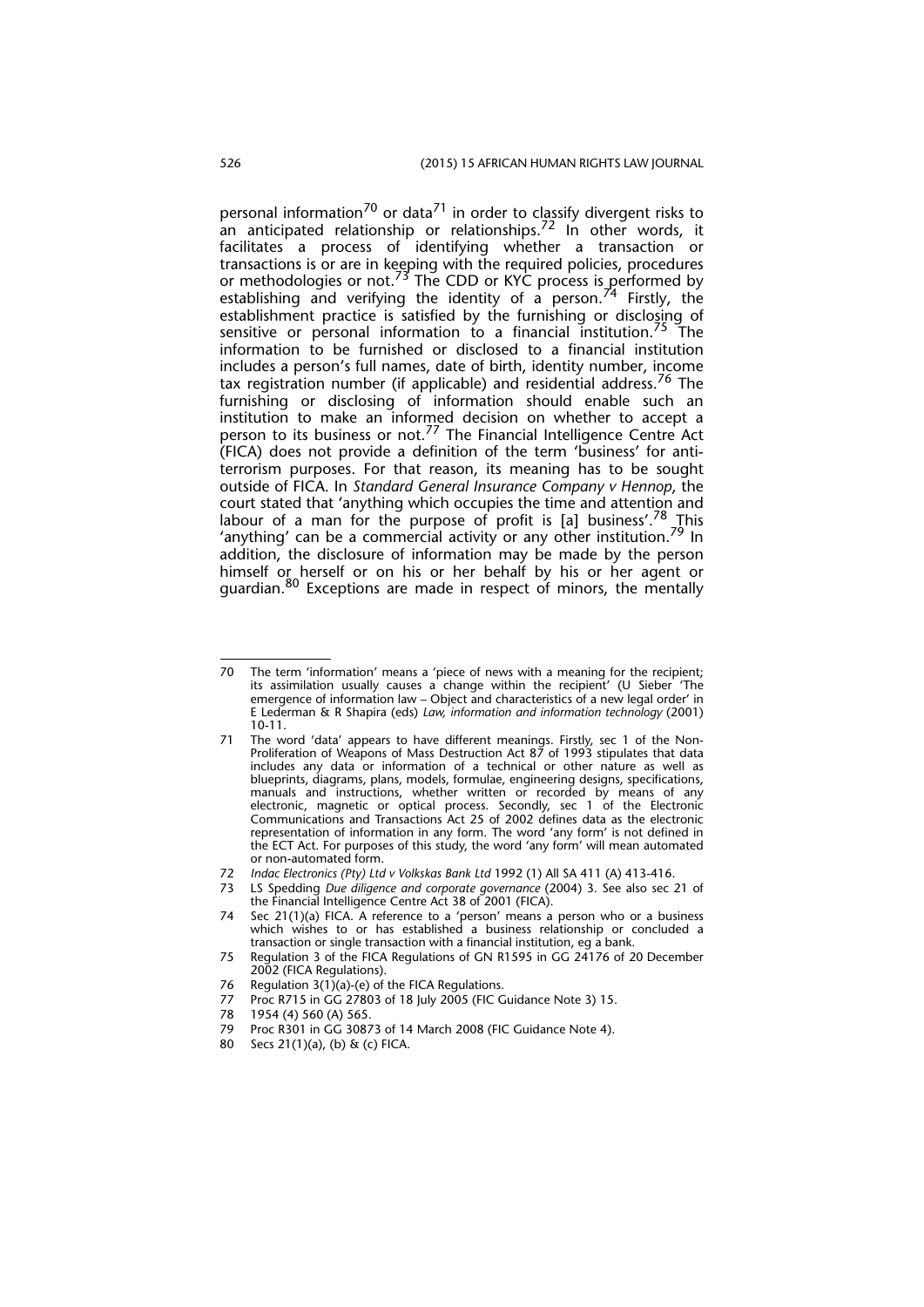personal information[70] or data[71] in order to classify divergent risks to an anticipated relationship or relationships.[72] In other words, it facilitates a process of identifying whether a transaction or transactions is or are in keeping with the required policies, procedures or methodologies or not.[73] The CDD or KYC process is performed by establishing and verifying the identity of a person.[74] Firstly, the establishment practice is satisfied by the furnishing or disclosing of sensitive or personal information to a financial institution.[75] The information to be furnished or disclosed to a financial institution includes a person's full names, date of birth, identity number, income tax registration number (if applicable) and residential address.[76] The furnishing or disclosing of information should enable such an institution to make an informed decision on whether to accept a person to its business or not.[77] The Financial Intelligence Centre Act (FICA) does not provide a definition of the term 'business' for anti-terrorism purposes. For that reason, its meaning has to be sought outside of FICA. In *Standard General Insurance Company v Hennop*, the court stated that 'anything which occupies the time and attention and labour of a man for the purpose of profit is [a] business'.[78] This 'anything' can be a commercial activity or any other institution.[79] In addition, the disclosure of information may be made by the person himself or herself or on his or her behalf by his or her agent or guardian.[80] Exceptions are made in respect of minors, the mentally

---

70 The term 'information' means a 'piece of news with a meaning for the recipient; its assimilation usually causes a change within the recipient' (U Sieber 'The emergence of information law – Object and characteristics of a new legal order' in E Lederman & R Shapira (eds) *Law, information and information technology* (2001) 10-11.

71 The word 'data' appears to have different meanings. Firstly, sec 1 of the Non-Proliferation of Weapons of Mass Destruction Act 87 of 1993 stipulates that data includes any data or information of a technical or other nature as well as blueprints, diagrams, plans, models, formulae, engineering designs, specifications, manuals and instructions, whether written or recorded by means of any electronic, magnetic or optical process. Secondly, sec 1 of the Electronic Communications and Transactions Act 25 of 2002 defines data as the electronic representation of information in any form. The word 'any form' is not defined in the ECT Act. For purposes of this study, the word 'any form' will mean automated or non-automated form.

72 *Indac Electronics (Pty) Ltd v Volkskas Bank Ltd* 1992 (1) All SA 411 (A) 413-416.

73 LS Spedding *Due diligence and corporate governance* (2004) 3. See also sec 21 of the Financial Intelligence Centre Act 38 of 2001 (FICA).

74 Sec 21(1)(a) FICA. A reference to a 'person' means a person who or a business which wishes to or has established a business relationship or concluded a transaction or single transaction with a financial institution, eg a bank.

75 Regulation 3 of the FICA Regulations of GN R1595 in GG 24176 of 20 December 2002 (FICA Regulations).

76 Regulation 3(1)(a)-(e) of the FICA Regulations.

77 Proc R715 in GG 27803 of 18 July 2005 (FIC Guidance Note 3) 15.

78 1954 (4) 560 (A) 565.

79 Proc R301 in GG 30873 of 14 March 2008 (FIC Guidance Note 4).

80 Secs 21(1)(a), (b) & (c) FICA.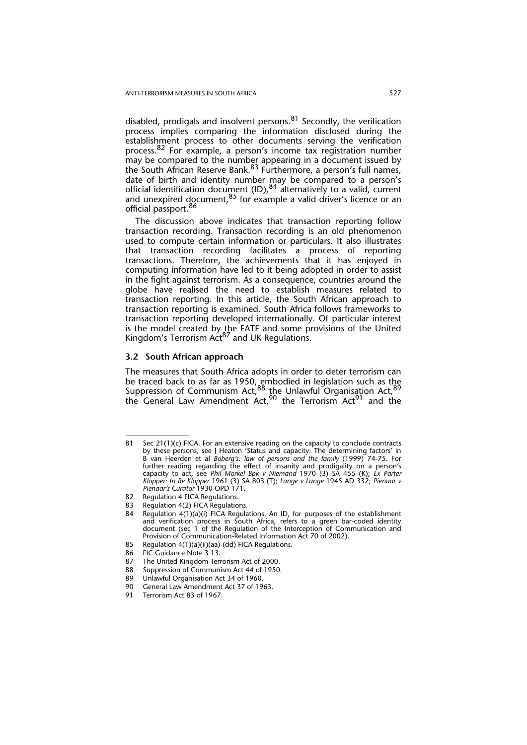disabled, prodigals and insolvent persons.[81] Secondly, the verification process implies comparing the information disclosed during the establishment process to other documents serving the verification process.[82] For example, a person's income tax registration number may be compared to the number appearing in a document issued by the South African Reserve Bank.[83] Furthermore, a person's full names, date of birth and identity number may be compared to a person's official identification document (ID),[84] alternatively to a valid, current and unexpired document,[85] for example a valid driver's licence or an official passport.[86]

The discussion above indicates that transaction reporting follow transaction recording. Transaction recording is an old phenomenon used to compute certain information or particulars. It also illustrates that transaction recording facilitates a process of reporting transactions. Therefore, the achievements that it has enjoyed in computing information have led to it being adopted in order to assist in the fight against terrorism. As a consequence, countries around the globe have realised the need to establish measures related to transaction reporting. In this article, the South African approach to transaction reporting is examined. South Africa follows frameworks to transaction reporting developed internationally. Of particular interest is the model created by the FATF and some provisions of the United Kingdom's Terrorism Act[87] and UK Regulations.

### 3.2 South African approach

The measures that South Africa adopts in order to deter terrorism can be traced back to as far as 1950, embodied in legislation such as the Suppression of Communism Act,[88] the Unlawful Organisation Act,[89] the General Law Amendment Act,[90] the Terrorism Act[91] and the

---

81 Sec 21(1)(c) FICA. For an extensive reading on the capacity to conclude contracts by these persons, see J Heaton 'Status and capacity: The determining factors' in B van Heerden et al *Boberg's: law of persons and the family* (1999) 74-75. For further reading regarding the effect of insanity and prodigality on a person's capacity to act, see *Phil Morkel Bpk v Niemand* 1970 (3) SA 455 (K); *Ex Parter Klopper: In Re Klopper* 1961 (3) SA 803 (T); *Lange v Lange* 1945 AD 332; *Pienaar v Pienaar's Curator* 1930 OPD 171.

82 Regulation 4 FICA Regulations.

83 Regulation 4(2) FICA Regulations.

84 Regulation 4(1)(a)(i) FICA Regulations. An ID, for purposes of the establishment and verification process in South Africa, refers to a green bar-coded identity document (sec 1 of the Regulation of the Interception of Communication and Provision of Communication-Related Information Act 70 of 2002).

85 Regulation 4(1)(a)(ii)(aa)-(dd) FICA Regulations.

86 FIC Guidance Note 3 13.

87 The United Kingdom Terrorism Act of 2000.

88 Suppression of Communism Act 44 of 1950.

89 Unlawful Organisation Act 34 of 1960.

90 General Law Amendment Act 37 of 1963.

91 Terrorism Act 83 of 1967.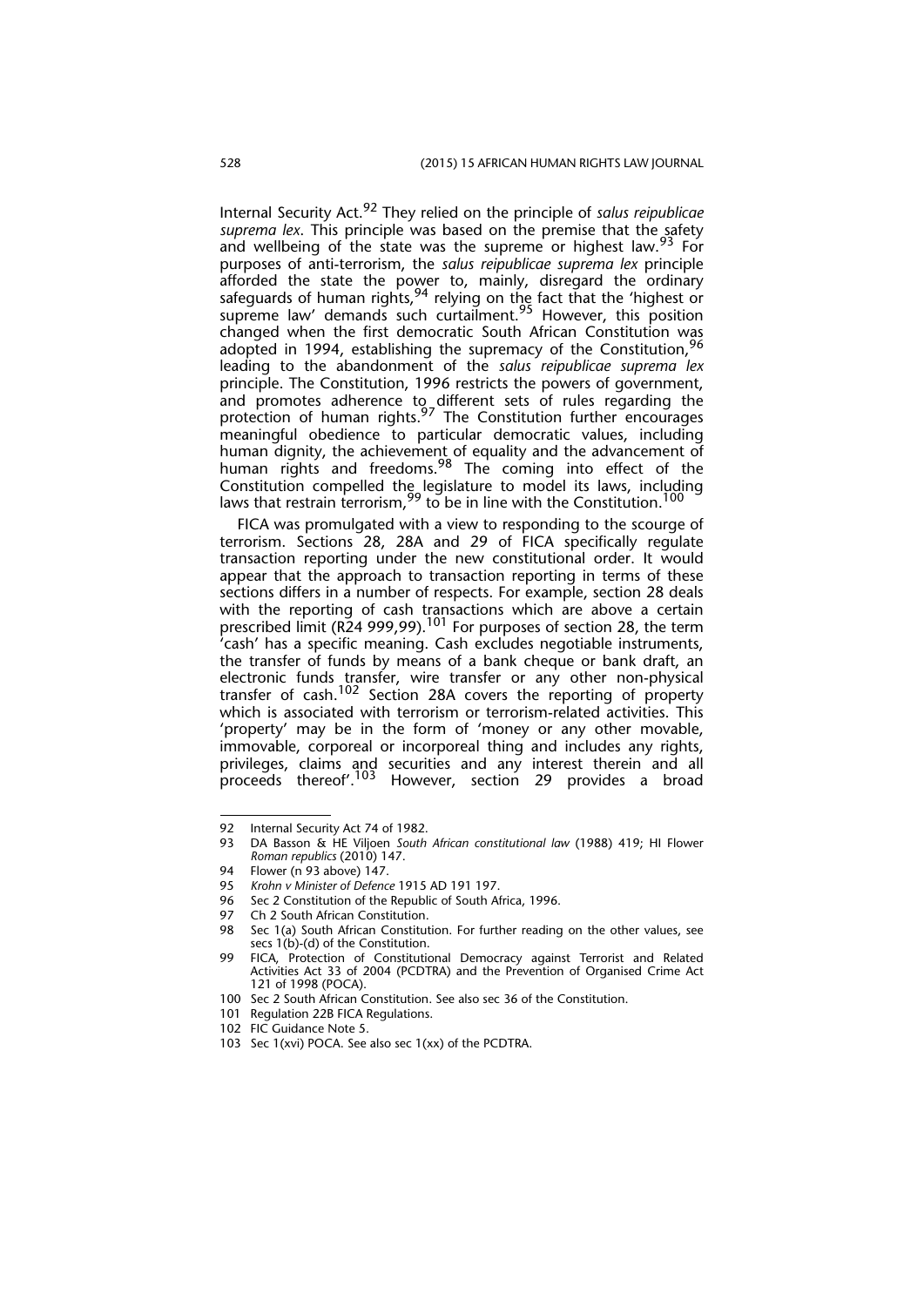Internal Security Act.[92] They relied on the principle of *salus reipublicae suprema lex*. This principle was based on the premise that the safety and wellbeing of the state was the supreme or highest law.[93] For purposes of anti-terrorism, the *salus reipublicae suprema lex* principle afforded the state the power to, mainly, disregard the ordinary safeguards of human rights,[94] relying on the fact that the 'highest or supreme law' demands such curtailment.[95] However, this position changed when the first democratic South African Constitution was adopted in 1994, establishing the supremacy of the Constitution,[96] leading to the abandonment of the *salus reipublicae suprema lex* principle. The Constitution, 1996 restricts the powers of government, and promotes adherence to different sets of rules regarding the protection of human rights.[97] The Constitution further encourages meaningful obedience to particular democratic values, including human dignity, the achievement of equality and the advancement of human rights and freedoms.[98] The coming into effect of the Constitution compelled the legislature to model its laws, including laws that restrain terrorism,[99] to be in line with the Constitution.[100]

FICA was promulgated with a view to responding to the scourge of terrorism. Sections 28, 28A and 29 of FICA specifically regulate transaction reporting under the new constitutional order. It would appear that the approach to transaction reporting in terms of these sections differs in a number of respects. For example, section 28 deals with the reporting of cash transactions which are above a certain prescribed limit (R24 999,99).[101] For purposes of section 28, the term 'cash' has a specific meaning. Cash excludes negotiable instruments, the transfer of funds by means of a bank cheque or bank draft, an electronic funds transfer, wire transfer or any other non-physical transfer of cash.[102] Section 28A covers the reporting of property which is associated with terrorism or terrorism-related activities. This 'property' may be in the form of 'money or any other movable, immovable, corporeal or incorporeal thing and includes any rights, privileges, claims and securities and any interest therein and all proceeds thereof'.[103] However, section 29 provides a broad

---

92 Internal Security Act 74 of 1982.

93 DA Basson & HE Viljoen *South African constitutional law* (1988) 419; HI Flower *Roman republics* (2010) 147.

94 Flower (n 93 above) 147.

95 *Krohn v Minister of Defence* 1915 AD 191 197.

96 Sec 2 Constitution of the Republic of South Africa, 1996.

97 Ch 2 South African Constitution.

98 Sec 1(a) South African Constitution. For further reading on the other values, see secs 1(b)-(d) of the Constitution.

99 FICA, Protection of Constitutional Democracy against Terrorist and Related Activities Act 33 of 2004 (PCDTRA) and the Prevention of Organised Crime Act 121 of 1998 (POCA).

100 Sec 2 South African Constitution. See also sec 36 of the Constitution.

101 Regulation 22B FICA Regulations.

102 FIC Guidance Note 5.

103 Sec 1(xvi) POCA. See also sec 1(xx) of the PCDTRA.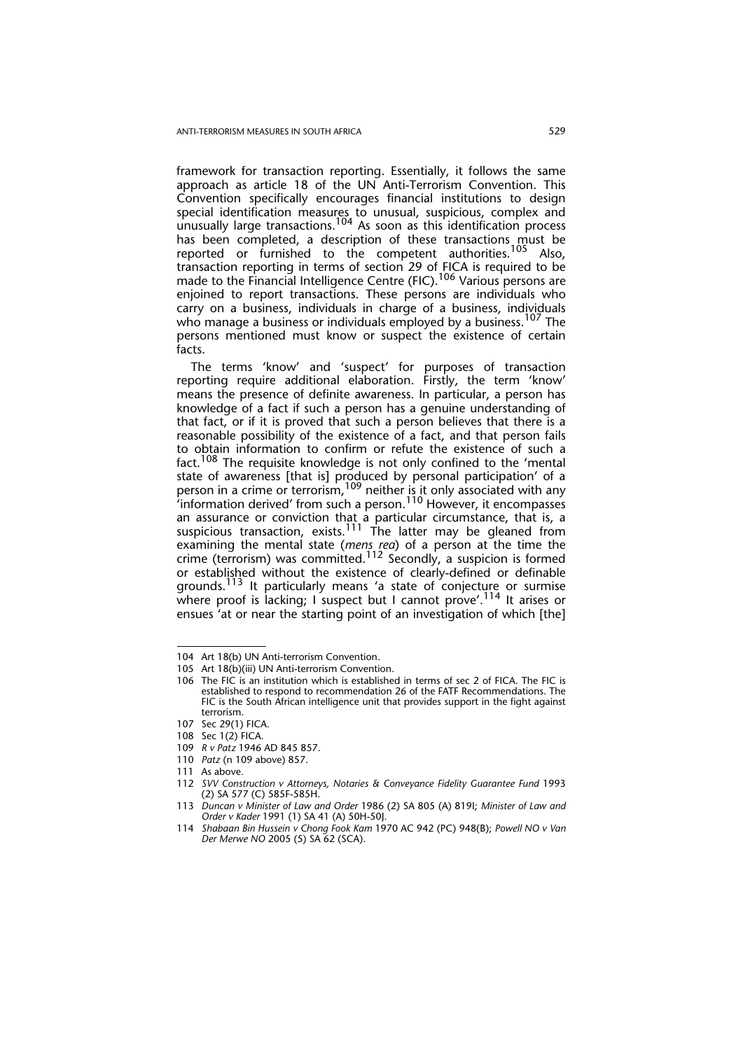framework for transaction reporting. Essentially, it follows the same approach as article 18 of the UN Anti-Terrorism Convention. This Convention specifically encourages financial institutions to design special identification measures to unusual, suspicious, complex and unusually large transactions.[104] As soon as this identification process has been completed, a description of these transactions must be reported or furnished to the competent authorities.[105] Also, transaction reporting in terms of section 29 of FICA is required to be made to the Financial Intelligence Centre (FIC).[106] Various persons are enjoined to report transactions. These persons are individuals who carry on a business, individuals in charge of a business, individuals who manage a business or individuals employed by a business.[107] The persons mentioned must know or suspect the existence of certain facts.

The terms 'know' and 'suspect' for purposes of transaction reporting require additional elaboration. Firstly, the term 'know' means the presence of definite awareness. In particular, a person has knowledge of a fact if such a person has a genuine understanding of that fact, or if it is proved that such a person believes that there is a reasonable possibility of the existence of a fact, and that person fails to obtain information to confirm or refute the existence of such a fact.[108] The requisite knowledge is not only confined to the 'mental state of awareness [that is] produced by personal participation' of a person in a crime or terrorism,[109] neither is it only associated with any 'information derived' from such a person.[110] However, it encompasses an assurance or conviction that a particular circumstance, that is, a suspicious transaction, exists.[111] The latter may be gleaned from examining the mental state (*mens rea*) of a person at the time the crime (terrorism) was committed.[112] Secondly, a suspicion is formed or established without the existence of clearly-defined or definable grounds.[113] It particularly means 'a state of conjecture or surmise where proof is lacking; I suspect but I cannot prove'.[114] It arises or ensues 'at or near the starting point of an investigation of which [the]

---

104 Art 18(b) UN Anti-terrorism Convention.

105 Art 18(b)(iii) UN Anti-terrorism Convention.

106 The FIC is an institution which is established in terms of sec 2 of FICA. The FIC is established to respond to recommendation 26 of the FATF Recommendations. The FIC is the South African intelligence unit that provides support in the fight against terrorism.

107 Sec 29(1) FICA.

108 Sec 1(2) FICA.

109 *R v Patz* 1946 AD 845 857.

110 *Patz* (n 109 above) 857.

111 As above.

112 *SVV Construction v Attorneys, Notaries & Conveyance Fidelity Guarantee Fund* 1993 (2) SA 577 (C) 585F-585H.

113 *Duncan v Minister of Law and Order* 1986 (2) SA 805 (A) 819I; *Minister of Law and Order v Kader* 1991 (1) SA 41 (A) 50H-50J.

114 *Shabaan Bin Hussein v Chong Fook Kam* 1970 AC 942 (PC) 948(B); *Powell NO v Van Der Merwe NO* 2005 (5) SA 62 (SCA).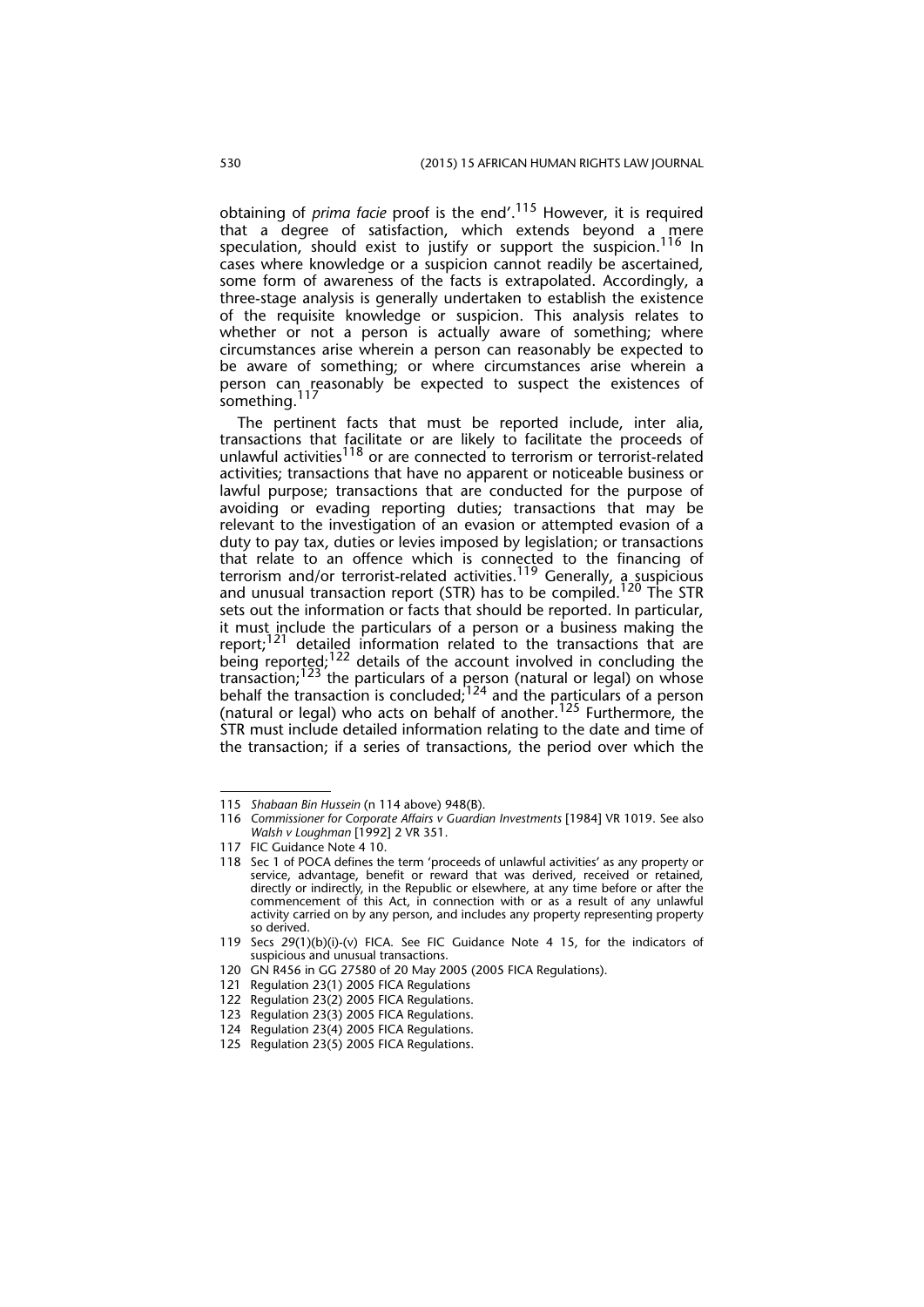obtaining of *prima facie* proof is the end'.[115] However, it is required that a degree of satisfaction, which extends beyond a mere speculation, should exist to justify or support the suspicion.[116] In cases where knowledge or a suspicion cannot readily be ascertained, some form of awareness of the facts is extrapolated. Accordingly, a three-stage analysis is generally undertaken to establish the existence of the requisite knowledge or suspicion. This analysis relates to whether or not a person is actually aware of something; where circumstances arise wherein a person can reasonably be expected to be aware of something; or where circumstances arise wherein a person can reasonably be expected to suspect the existences of something.[117]

The pertinent facts that must be reported include, inter alia, transactions that facilitate or are likely to facilitate the proceeds of unlawful activities[118] or are connected to terrorism or terrorist-related activities; transactions that have no apparent or noticeable business or lawful purpose; transactions that are conducted for the purpose of avoiding or evading reporting duties; transactions that may be relevant to the investigation of an evasion or attempted evasion of a duty to pay tax, duties or levies imposed by legislation; or transactions that relate to an offence which is connected to the financing of terrorism and/or terrorist-related activities.[119] Generally, a suspicious and unusual transaction report (STR) has to be compiled.[120] The STR sets out the information or facts that should be reported. In particular, it must include the particulars of a person or a business making the report;[121] detailed information related to the transactions that are being reported;[122] details of the account involved in concluding the transaction;[123] the particulars of a person (natural or legal) on whose behalf the transaction is concluded;[124] and the particulars of a person (natural or legal) who acts on behalf of another.[125] Furthermore, the STR must include detailed information relating to the date and time of the transaction; if a series of transactions, the period over which the

---

115 *Shabaan Bin Hussein* (n 114 above) 948(B).

116 *Commissioner for Corporate Affairs v Guardian Investments* [1984] VR 1019. See also *Walsh v Loughman* [1992] 2 VR 351.

117 FIC Guidance Note 4 10.

118 Sec 1 of POCA defines the term 'proceeds of unlawful activities' as any property or service, advantage, benefit or reward that was derived, received or retained, directly or indirectly, in the Republic or elsewhere, at any time before or after the commencement of this Act, in connection with or as a result of any unlawful activity carried on by any person, and includes any property representing property so derived.

119 Secs 29(1)(b)(i)-(v) FICA. See FIC Guidance Note 4 15, for the indicators of suspicious and unusual transactions.

120 GN R456 in GG 27580 of 20 May 2005 (2005 FICA Regulations).

121 Regulation 23(1) 2005 FICA Regulations

122 Regulation 23(2) 2005 FICA Regulations.

123 Regulation 23(3) 2005 FICA Regulations.

124 Regulation 23(4) 2005 FICA Regulations.

125 Regulation 23(5) 2005 FICA Regulations.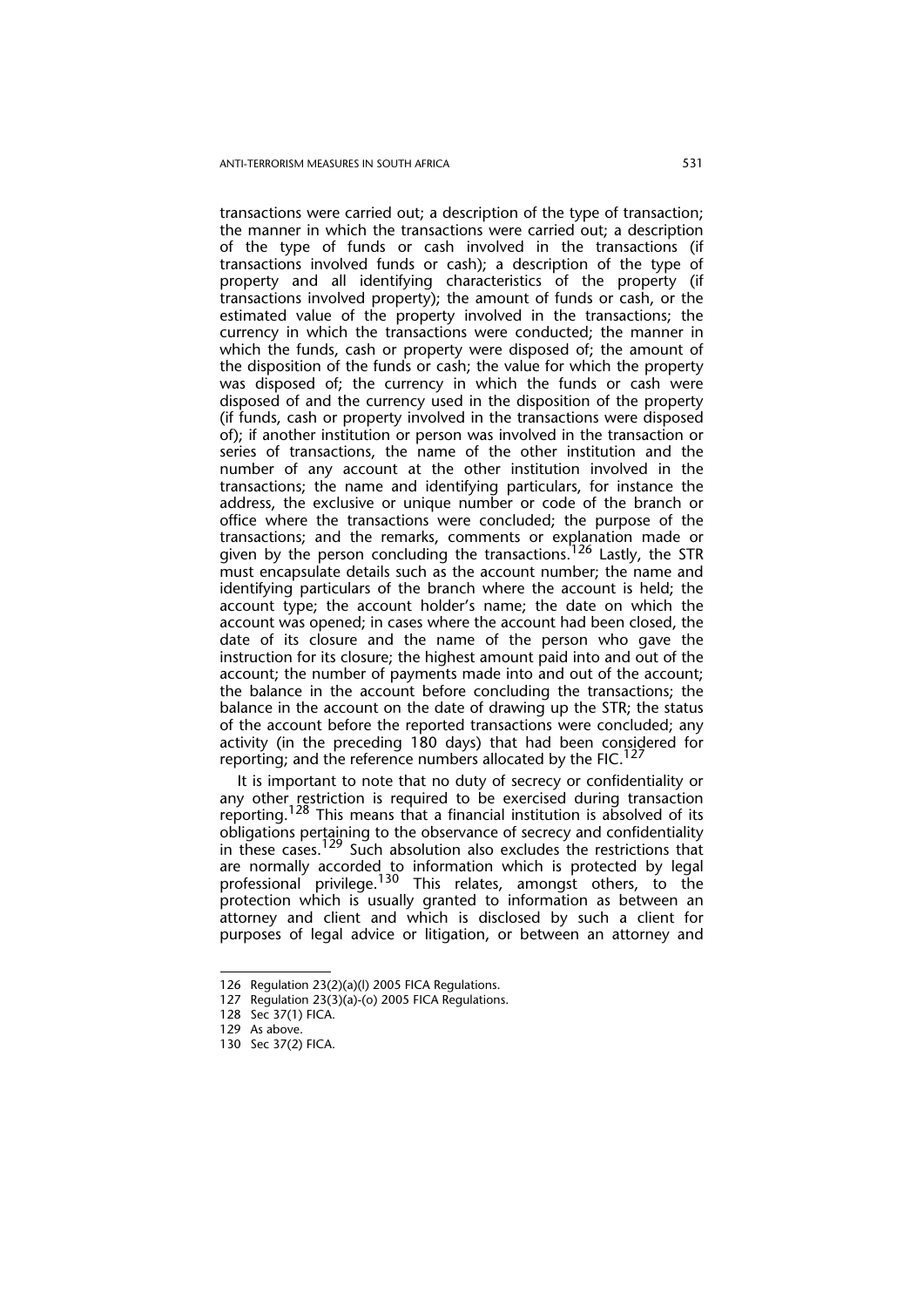transactions were carried out; a description of the type of transaction; the manner in which the transactions were carried out; a description of the type of funds or cash involved in the transactions (if transactions involved funds or cash); a description of the type of property and all identifying characteristics of the property (if transactions involved property); the amount of funds or cash, or the estimated value of the property involved in the transactions; the currency in which the transactions were conducted; the manner in which the funds, cash or property were disposed of; the amount of the disposition of the funds or cash; the value for which the property was disposed of; the currency in which the funds or cash were disposed of and the currency used in the disposition of the property (if funds, cash or property involved in the transactions were disposed of); if another institution or person was involved in the transaction or series of transactions, the name of the other institution and the number of any account at the other institution involved in the transactions; the name and identifying particulars, for instance the address, the exclusive or unique number or code of the branch or office where the transactions were concluded; the purpose of the transactions; and the remarks, comments or explanation made or given by the person concluding the transactions.[126] Lastly, the STR must encapsulate details such as the account number; the name and identifying particulars of the branch where the account is held; the account type; the account holder's name; the date on which the account was opened; in cases where the account had been closed, the date of its closure and the name of the person who gave the instruction for its closure; the highest amount paid into and out of the account; the number of payments made into and out of the account; the balance in the account before concluding the transactions; the balance in the account on the date of drawing up the STR; the status of the account before the reported transactions were concluded; any activity (in the preceding 180 days) that had been considered for reporting; and the reference numbers allocated by the FIC.[127]

It is important to note that no duty of secrecy or confidentiality or any other restriction is required to be exercised during transaction reporting.[128] This means that a financial institution is absolved of its obligations pertaining to the observance of secrecy and confidentiality in these cases.[129] Such absolution also excludes the restrictions that are normally accorded to information which is protected by legal professional privilege.[130] This relates, amongst others, to the protection which is usually granted to information as between an attorney and client and which is disclosed by such a client for purposes of legal advice or litigation, or between an attorney and

---

126 Regulation 23(2)(a)(l) 2005 FICA Regulations.

127 Regulation 23(3)(a)-(o) 2005 FICA Regulations.

128 Sec 37(1) FICA.

129 As above.

130 Sec 37(2) FICA.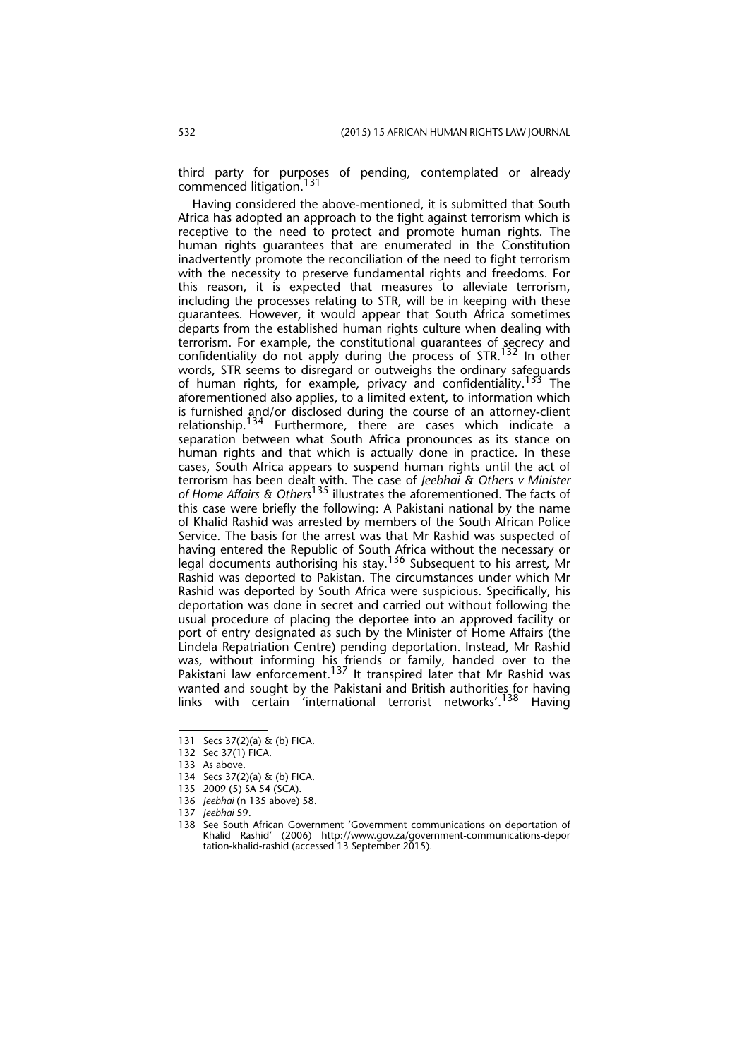third party for purposes of pending, contemplated or already commenced litigation.[131]

Having considered the above-mentioned, it is submitted that South Africa has adopted an approach to the fight against terrorism which is receptive to the need to protect and promote human rights. The human rights guarantees that are enumerated in the Constitution inadvertently promote the reconciliation of the need to fight terrorism with the necessity to preserve fundamental rights and freedoms. For this reason, it is expected that measures to alleviate terrorism, including the processes relating to STR, will be in keeping with these guarantees. However, it would appear that South Africa sometimes departs from the established human rights culture when dealing with terrorism. For example, the constitutional guarantees of secrecy and confidentiality do not apply during the process of STR.[132] In other words, STR seems to disregard or outweighs the ordinary safeguards of human rights, for example, privacy and confidentiality.[133] The aforementioned also applies, to a limited extent, to information which is furnished and/or disclosed during the course of an attorney-client relationship.[134] Furthermore, there are cases which indicate a separation between what South Africa pronounces as its stance on human rights and that which is actually done in practice. In these cases, South Africa appears to suspend human rights until the act of terrorism has been dealt with. The case of *Jeebhai & Others v Minister of Home Affairs & Others*[135] illustrates the aforementioned. The facts of this case were briefly the following: A Pakistani national by the name of Khalid Rashid was arrested by members of the South African Police Service. The basis for the arrest was that Mr Rashid was suspected of having entered the Republic of South Africa without the necessary or legal documents authorising his stay.[136] Subsequent to his arrest, Mr Rashid was deported to Pakistan. The circumstances under which Mr Rashid was deported by South Africa were suspicious. Specifically, his deportation was done in secret and carried out without following the usual procedure of placing the deportee into an approved facility or port of entry designated as such by the Minister of Home Affairs (the Lindela Repatriation Centre) pending deportation. Instead, Mr Rashid was, without informing his friends or family, handed over to the Pakistani law enforcement.[137] It transpired later that Mr Rashid was wanted and sought by the Pakistani and British authorities for having links with certain 'international terrorist networks'.[138] Having

---

131 Secs 37(2)(a) & (b) FICA.

132 Sec 37(1) FICA.

133 As above.

134 Secs 37(2)(a) & (b) FICA.

135 2009 (5) SA 54 (SCA).

136 *Jeebhai* (n 135 above) 58.

137 *Jeebhai* 59.

138 See South African Government 'Government communications on deportation of Khalid Rashid' (2006) http://www.gov.za/government-communications-deportation-khalid-rashid (accessed 13 September 2015).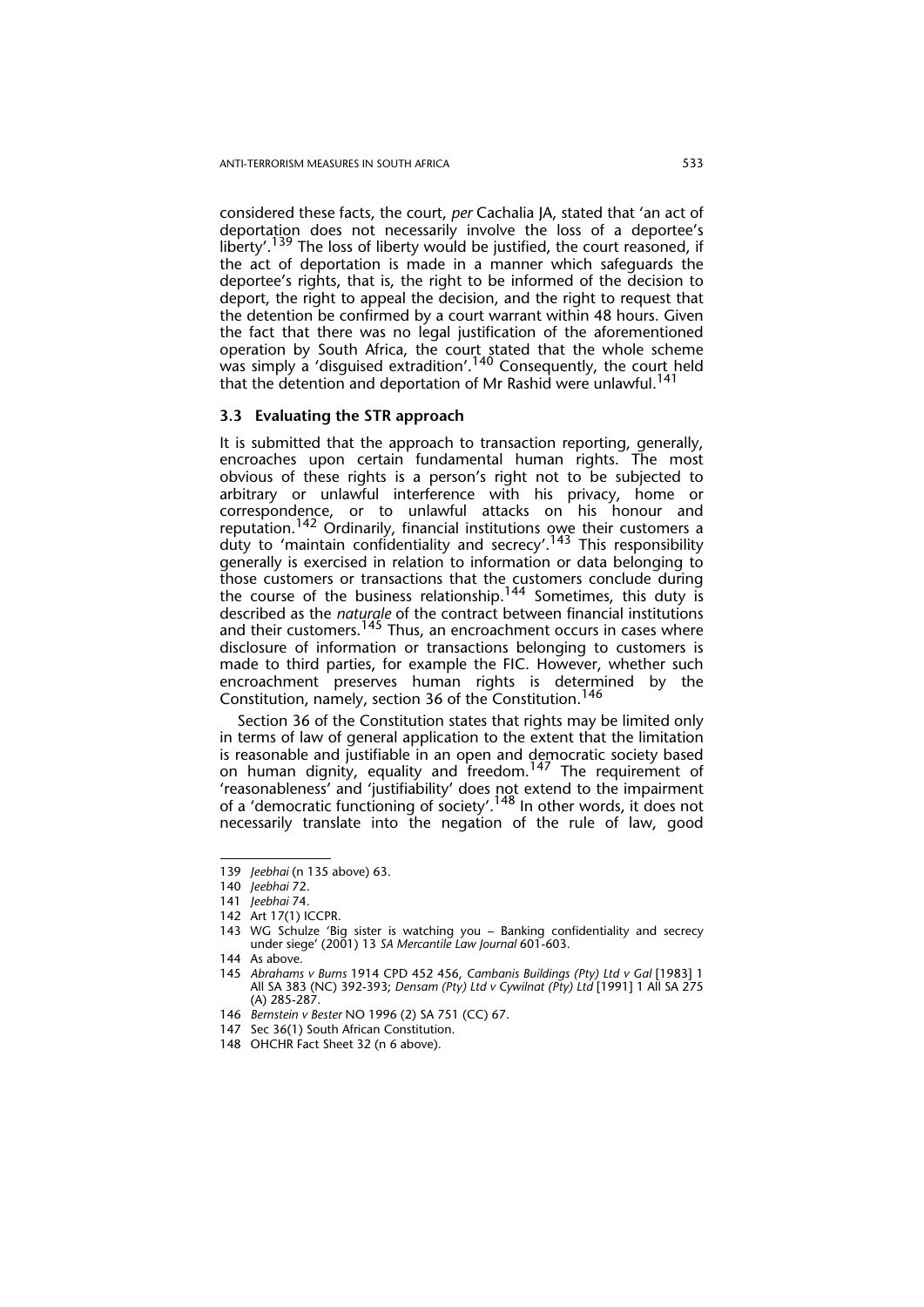considered these facts, the court, *per* Cachalia JA, stated that 'an act of deportation does not necessarily involve the loss of a deportee's liberty'.[139] The loss of liberty would be justified, the court reasoned, if the act of deportation is made in a manner which safeguards the deportee's rights, that is, the right to be informed of the decision to deport, the right to appeal the decision, and the right to request that the detention be confirmed by a court warrant within 48 hours. Given the fact that there was no legal justification of the aforementioned operation by South Africa, the court stated that the whole scheme was simply a 'disguised extradition'.[140] Consequently, the court held that the detention and deportation of Mr Rashid were unlawful.[141]

### 3.3 Evaluating the STR approach

It is submitted that the approach to transaction reporting, generally, encroaches upon certain fundamental human rights. The most obvious of these rights is a person's right not to be subjected to arbitrary or unlawful interference with his privacy, home or correspondence, or to unlawful attacks on his honour and reputation.[142] Ordinarily, financial institutions owe their customers a duty to 'maintain confidentiality and secrecy'.[143] This responsibility generally is exercised in relation to information or data belonging to those customers or transactions that the customers conclude during the course of the business relationship.[144] Sometimes, this duty is described as the *naturale* of the contract between financial institutions and their customers.[145] Thus, an encroachment occurs in cases where disclosure of information or transactions belonging to customers is made to third parties, for example the FIC. However, whether such encroachment preserves human rights is determined by the Constitution, namely, section 36 of the Constitution.[146]

Section 36 of the Constitution states that rights may be limited only in terms of law of general application to the extent that the limitation is reasonable and justifiable in an open and democratic society based on human dignity, equality and freedom.[147] The requirement of 'reasonableness' and 'justifiability' does not extend to the impairment of a 'democratic functioning of society'.[148] In other words, it does not necessarily translate into the negation of the rule of law, good

---

139 *Jeebhai* (n 135 above) 63.

140 *Jeebhai* 72.

141 *Jeebhai* 74.

142 Art 17(1) ICCPR.

143 WG Schulze 'Big sister is watching you – Banking confidentiality and secrecy under siege' (2001) 13 *SA Mercantile Law Journal* 601-603.

144 As above.

145 *Abrahams v Burns* 1914 CPD 452 456, *Cambanis Buildings (Pty) Ltd v Gal* [1983] 1 All SA 383 (NC) 392-393; *Densam (Pty) Ltd v Cywilnat (Pty) Ltd* [1991] 1 All SA 275 (A) 285-287.

146 *Bernstein v Bester* NO 1996 (2) SA 751 (CC) 67.

147 Sec 36(1) South African Constitution.

148 OHCHR Fact Sheet 32 (n 6 above).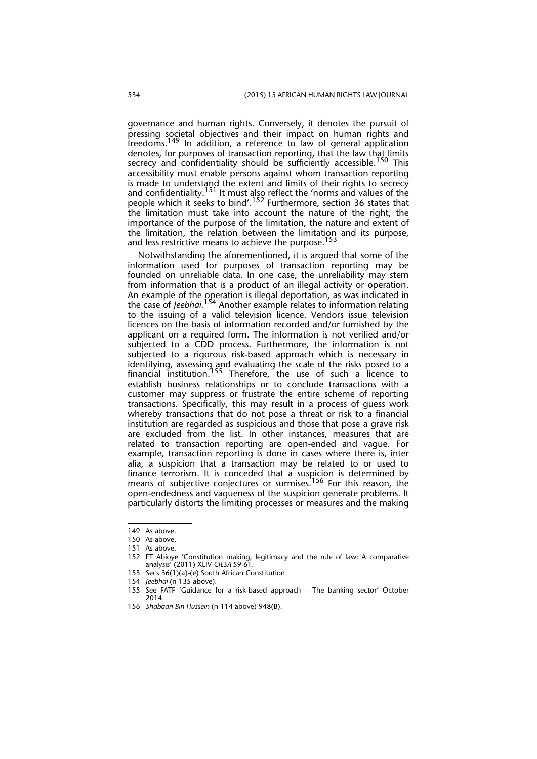governance and human rights. Conversely, it denotes the pursuit of pressing societal objectives and their impact on human rights and freedoms.[149] In addition, a reference to law of general application denotes, for purposes of transaction reporting, that the law that limits secrecy and confidentiality should be sufficiently accessible.[150] This accessibility must enable persons against whom transaction reporting is made to understand the extent and limits of their rights to secrecy and confidentiality.[151] It must also reflect the 'norms and values of the people which it seeks to bind'.[152] Furthermore, section 36 states that the limitation must take into account the nature of the right, the importance of the purpose of the limitation, the nature and extent of the limitation, the relation between the limitation and its purpose, and less restrictive means to achieve the purpose.[153]

Notwithstanding the aforementioned, it is argued that some of the information used for purposes of transaction reporting may be founded on unreliable data. In one case, the unreliability may stem from information that is a product of an illegal activity or operation. An example of the operation is illegal deportation, as was indicated in the case of *Jeebhai.*[154] Another example relates to information relating to the issuing of a valid television licence. Vendors issue television licences on the basis of information recorded and/or furnished by the applicant on a required form. The information is not verified and/or subjected to a CDD process. Furthermore, the information is not subjected to a rigorous risk-based approach which is necessary in identifying, assessing and evaluating the scale of the risks posed to a financial institution.[155] Therefore, the use of such a licence to establish business relationships or to conclude transactions with a customer may suppress or frustrate the entire scheme of reporting transactions. Specifically, this may result in a process of guess work whereby transactions that do not pose a threat or risk to a financial institution are regarded as suspicious and those that pose a grave risk are excluded from the list. In other instances, measures that are related to transaction reporting are open-ended and vague. For example, transaction reporting is done in cases where there is, inter alia, a suspicion that a transaction may be related to or used to finance terrorism. It is conceded that a suspicion is determined by means of subjective conjectures or surmises.[156] For this reason, the open-endedness and vagueness of the suspicion generate problems. It particularly distorts the limiting processes or measures and the making

---

149 As above.

150 As above.

151 As above.

152 FT Abioye 'Constitution making, legitimacy and the rule of law: A comparative analysis' (2011) XLIV *CILSA* 59 61.

153 Secs 36(1)(a)-(e) South African Constitution.

154 *Jeebhai* (n 135 above).

155 See FATF 'Guidance for a risk-based approach – The banking sector' October 2014.

156 *Shabaan Bin Hussein* (n 114 above) 948(B).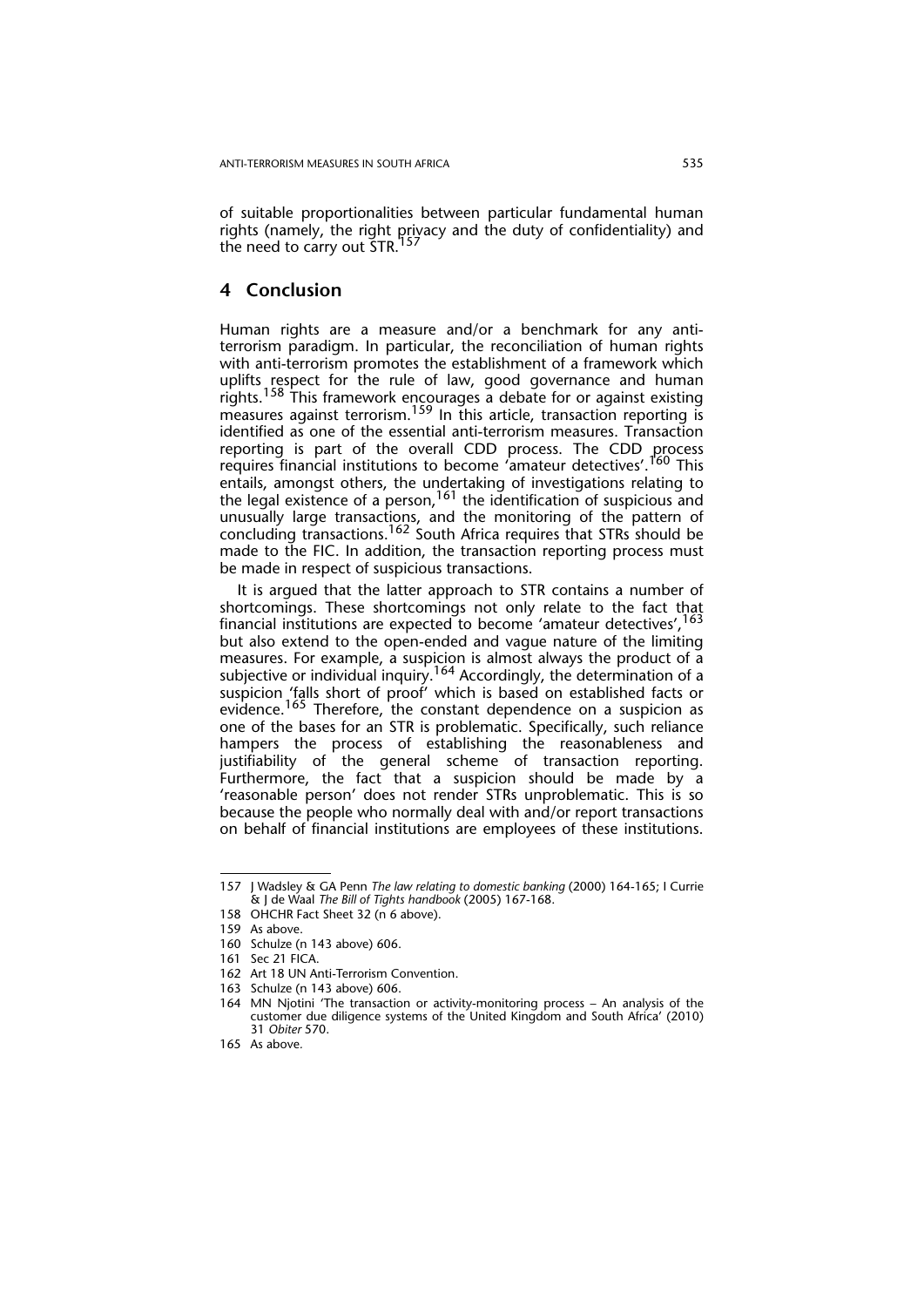of suitable proportionalities between particular fundamental human rights (namely, the right privacy and the duty of confidentiality) and the need to carry out STR.[157]

## 4 Conclusion

Human rights are a measure and/or a benchmark for any anti-terrorism paradigm. In particular, the reconciliation of human rights with anti-terrorism promotes the establishment of a framework which uplifts respect for the rule of law, good governance and human rights.[158] This framework encourages a debate for or against existing measures against terrorism.[159] In this article, transaction reporting is identified as one of the essential anti-terrorism measures. Transaction reporting is part of the overall CDD process. The CDD process requires financial institutions to become 'amateur detectives'.[160] This entails, amongst others, the undertaking of investigations relating to the legal existence of a person,[161] the identification of suspicious and unusually large transactions, and the monitoring of the pattern of concluding transactions.[162] South Africa requires that STRs should be made to the FIC. In addition, the transaction reporting process must be made in respect of suspicious transactions.

It is argued that the latter approach to STR contains a number of shortcomings. These shortcomings not only relate to the fact that financial institutions are expected to become 'amateur detectives',[163] but also extend to the open-ended and vague nature of the limiting measures. For example, a suspicion is almost always the product of a subjective or individual inquiry.[164] Accordingly, the determination of a suspicion 'falls short of proof' which is based on established facts or evidence.[165] Therefore, the constant dependence on a suspicion as one of the bases for an STR is problematic. Specifically, such reliance hampers the process of establishing the reasonableness and justifiability of the general scheme of transaction reporting. Furthermore, the fact that a suspicion should be made by a 'reasonable person' does not render STRs unproblematic. This is so because the people who normally deal with and/or report transactions on behalf of financial institutions are employees of these institutions.

---

157 J Wadsley & GA Penn *The law relating to domestic banking* (2000) 164-165; I Currie & J de Waal *The Bill of Tights handbook* (2005) 167-168.

158 OHCHR Fact Sheet 32 (n 6 above).

159 As above.

160 Schulze (n 143 above) 606.

161 Sec 21 FICA.

162 Art 18 UN Anti-Terrorism Convention.

163 Schulze (n 143 above) 606.

164 MN Njotini 'The transaction or activity-monitoring process – An analysis of the customer due diligence systems of the United Kingdom and South Africa' (2010) 31 *Obiter* 570.

165 As above.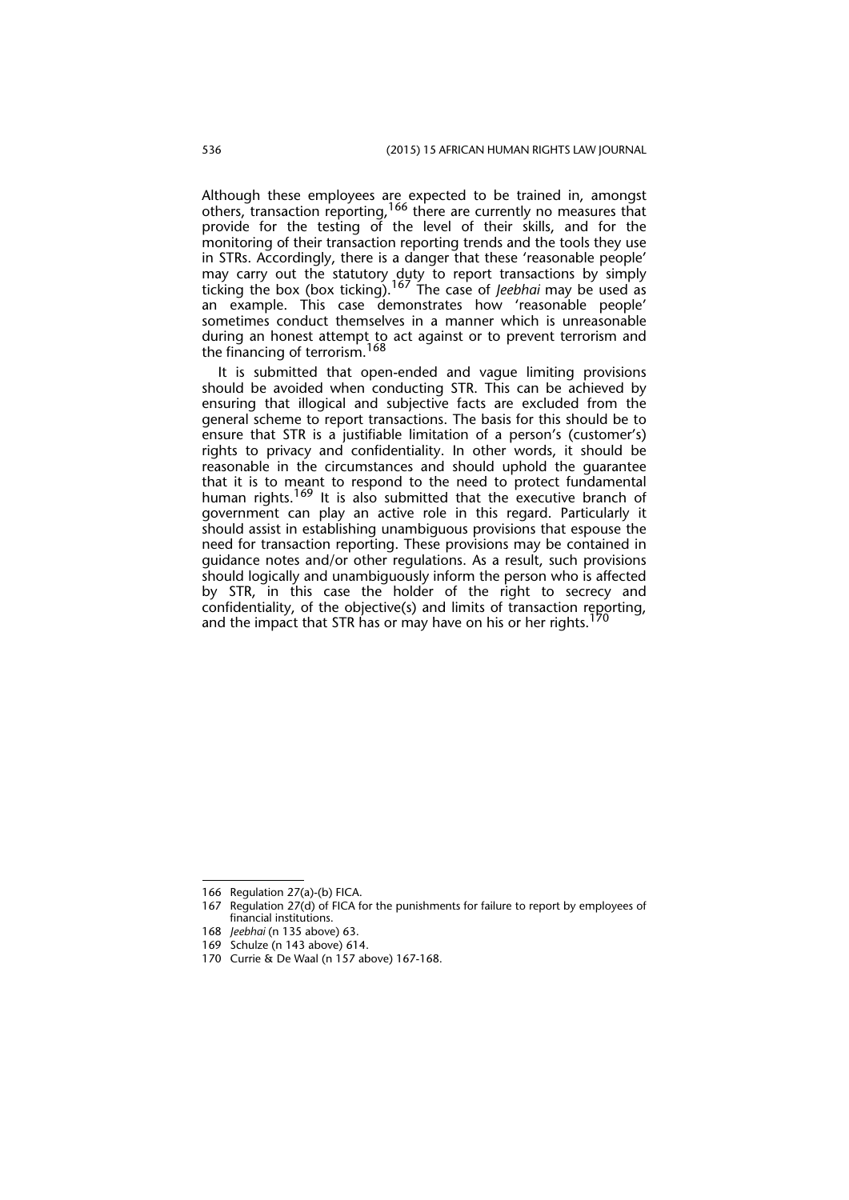Although these employees are expected to be trained in, amongst others, transaction reporting,[166] there are currently no measures that provide for the testing of the level of their skills, and for the monitoring of their transaction reporting trends and the tools they use in STRs. Accordingly, there is a danger that these 'reasonable people' may carry out the statutory duty to report transactions by simply ticking the box (box ticking).[167] The case of *Jeebhai* may be used as an example. This case demonstrates how 'reasonable people' sometimes conduct themselves in a manner which is unreasonable during an honest attempt to act against or to prevent terrorism and the financing of terrorism.[168]

It is submitted that open-ended and vague limiting provisions should be avoided when conducting STR. This can be achieved by ensuring that illogical and subjective facts are excluded from the general scheme to report transactions. The basis for this should be to ensure that STR is a justifiable limitation of a person's (customer's) rights to privacy and confidentiality. In other words, it should be reasonable in the circumstances and should uphold the guarantee that it is to meant to respond to the need to protect fundamental human rights.[169] It is also submitted that the executive branch of government can play an active role in this regard. Particularly it should assist in establishing unambiguous provisions that espouse the need for transaction reporting. These provisions may be contained in guidance notes and/or other regulations. As a result, such provisions should logically and unambiguously inform the person who is affected by STR, in this case the holder of the right to secrecy and confidentiality, of the objective(s) and limits of transaction reporting, and the impact that STR has or may have on his or her rights.[170]

---

166 Regulation 27(a)-(b) FICA.

167 Regulation 27(d) of FICA for the punishments for failure to report by employees of financial institutions.

168 *Jeebhai* (n 135 above) 63.

169 Schulze (n 143 above) 614.

170 Currie & De Waal (n 157 above) 167-168.